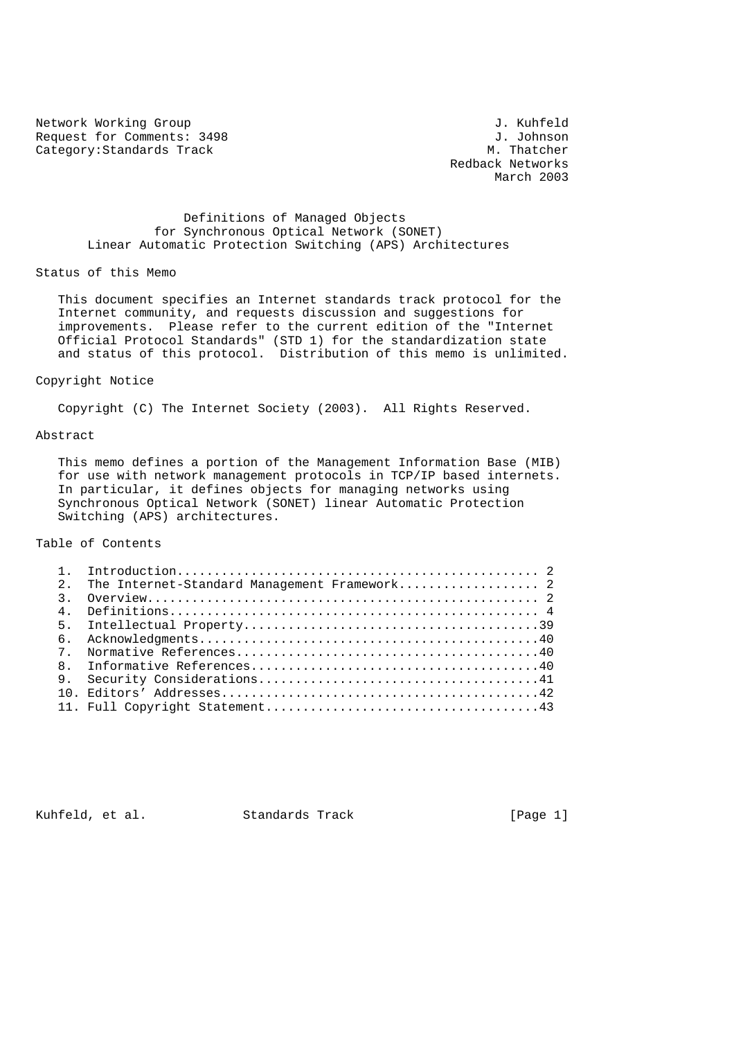Network Working Group                                          J. Kuhfeld
Request for Comments: 3498                                     J. Johnson
Category: Standards Track                                      M. Thatcher
                                                          Redback Networks
                                                                March 2003

# Definitions of Managed Objects for Synchronous Optical Network (SONET) Linear Automatic Protection Switching (APS) Architectures

## Status of this Memo

This document specifies an Internet standards track protocol for the Internet community, and requests discussion and suggestions for improvements. Please refer to the current edition of the "Internet Official Protocol Standards" (STD 1) for the standardization state and status of this protocol. Distribution of this memo is unlimited.

## Copyright Notice

Copyright (C) The Internet Society (2003). All Rights Reserved.

## Abstract

This memo defines a portion of the Management Information Base (MIB) for use with network management protocols in TCP/IP based internets. In particular, it defines objects for managing networks using Synchronous Optical Network (SONET) linear Automatic Protection Switching (APS) architectures.

## Table of Contents

```
1.  Introduction................................................ 2
2.  The Internet-Standard Management Framework.................. 2
3.  Overview.................................................... 2
4.  Definitions................................................. 4
5.  Intellectual Property.......................................39
6.  Acknowledgments.............................................40
7.  Normative References........................................40
8.  Informative References......................................40
9.  Security Considerations.....................................41
10. Editors' Addresses..........................................42
11. Full Copyright Statement....................................43
```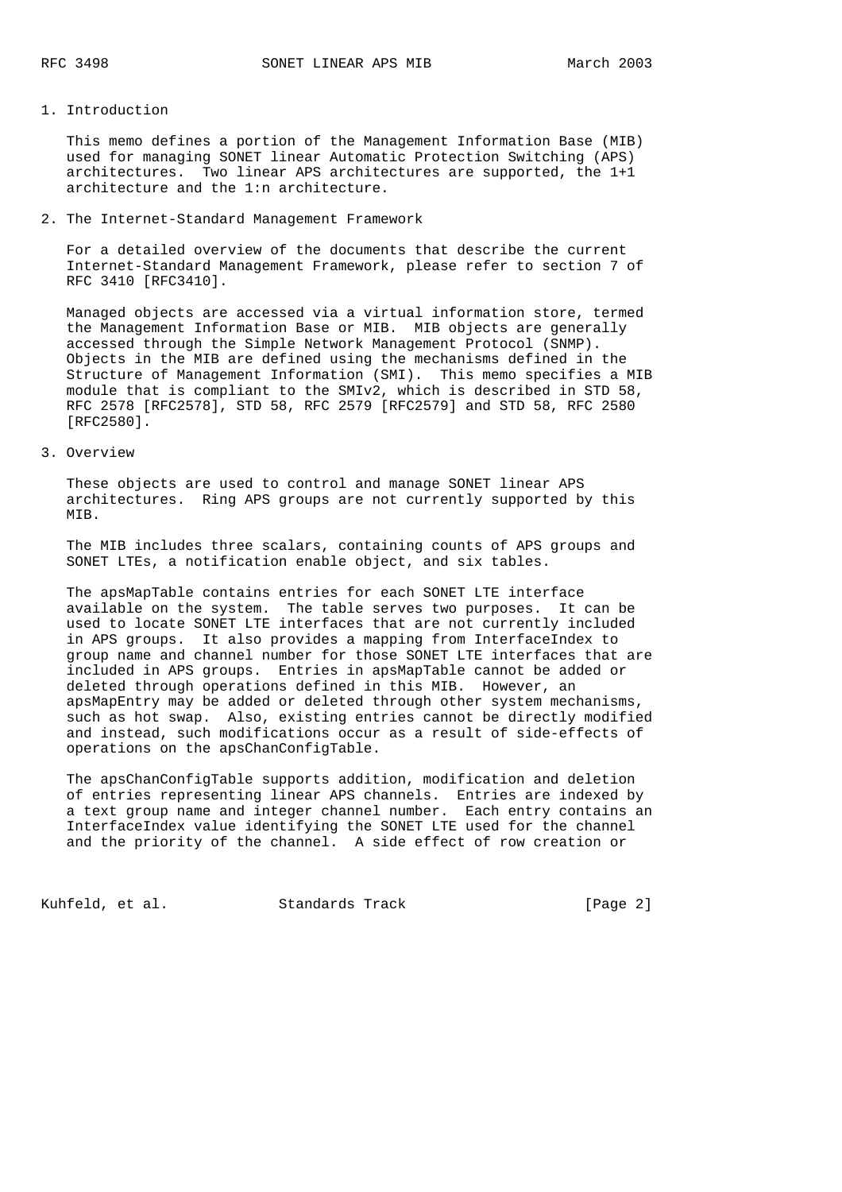## 1. Introduction

This memo defines a portion of the Management Information Base (MIB) used for managing SONET linear Automatic Protection Switching (APS) architectures. Two linear APS architectures are supported, the 1+1 architecture and the 1:n architecture.

## 2. The Internet-Standard Management Framework

For a detailed overview of the documents that describe the current Internet-Standard Management Framework, please refer to section 7 of RFC 3410 [RFC3410].

Managed objects are accessed via a virtual information store, termed the Management Information Base or MIB. MIB objects are generally accessed through the Simple Network Management Protocol (SNMP). Objects in the MIB are defined using the mechanisms defined in the Structure of Management Information (SMI). This memo specifies a MIB module that is compliant to the SMIv2, which is described in STD 58, RFC 2578 [RFC2578], STD 58, RFC 2579 [RFC2579] and STD 58, RFC 2580 [RFC2580].

## 3. Overview

These objects are used to control and manage SONET linear APS architectures. Ring APS groups are not currently supported by this MIB.

The MIB includes three scalars, containing counts of APS groups and SONET LTEs, a notification enable object, and six tables.

The apsMapTable contains entries for each SONET LTE interface available on the system. The table serves two purposes. It can be used to locate SONET LTE interfaces that are not currently included in APS groups. It also provides a mapping from InterfaceIndex to group name and channel number for those SONET LTE interfaces that are included in APS groups. Entries in apsMapTable cannot be added or deleted through operations defined in this MIB. However, an apsMapEntry may be added or deleted through other system mechanisms, such as hot swap. Also, existing entries cannot be directly modified and instead, such modifications occur as a result of side-effects of operations on the apsChanConfigTable.

The apsChanConfigTable supports addition, modification and deletion of entries representing linear APS channels. Entries are indexed by a text group name and integer channel number. Each entry contains an InterfaceIndex value identifying the SONET LTE used for the channel and the priority of the channel. A side effect of row creation or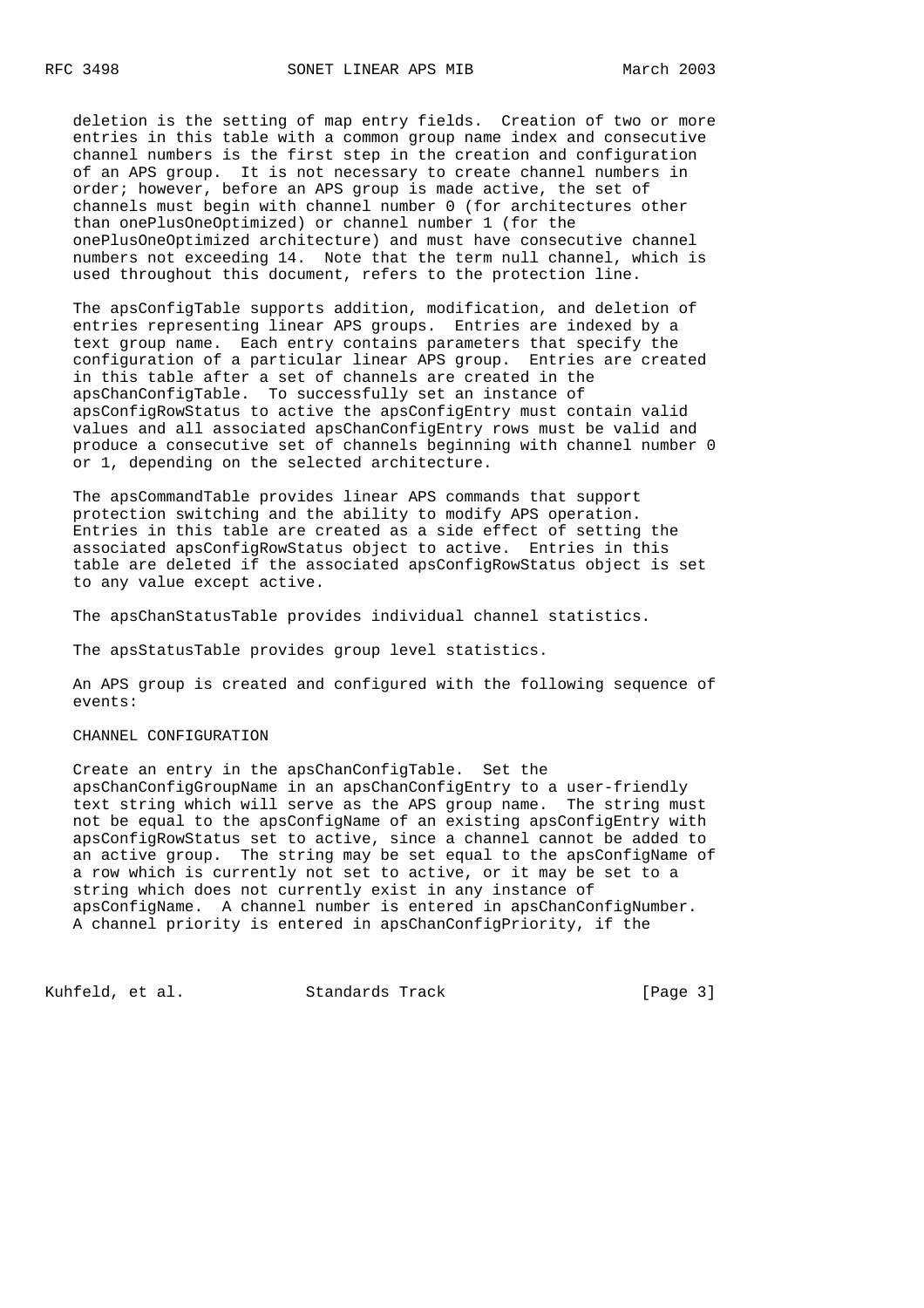deletion is the setting of map entry fields. Creation of two or more entries in this table with a common group name index and consecutive channel numbers is the first step in the creation and configuration of an APS group. It is not necessary to create channel numbers in order; however, before an APS group is made active, the set of channels must begin with channel number 0 (for architectures other than onePlusOneOptimized) or channel number 1 (for the onePlusOneOptimized architecture) and must have consecutive channel numbers not exceeding 14. Note that the term null channel, which is used throughout this document, refers to the protection line.

The apsConfigTable supports addition, modification, and deletion of entries representing linear APS groups. Entries are indexed by a text group name. Each entry contains parameters that specify the configuration of a particular linear APS group. Entries are created in this table after a set of channels are created in the apsChanConfigTable. To successfully set an instance of apsConfigRowStatus to active the apsConfigEntry must contain valid values and all associated apsChanConfigEntry rows must be valid and produce a consecutive set of channels beginning with channel number 0 or 1, depending on the selected architecture.

The apsCommandTable provides linear APS commands that support protection switching and the ability to modify APS operation. Entries in this table are created as a side effect of setting the associated apsConfigRowStatus object to active. Entries in this table are deleted if the associated apsConfigRowStatus object is set to any value except active.

The apsChanStatusTable provides individual channel statistics.

The apsStatusTable provides group level statistics.

An APS group is created and configured with the following sequence of events:

CHANNEL CONFIGURATION

Create an entry in the apsChanConfigTable. Set the apsChanConfigGroupName in an apsChanConfigEntry to a user-friendly text string which will serve as the APS group name. The string must not be equal to the apsConfigName of an existing apsConfigEntry with apsConfigRowStatus set to active, since a channel cannot be added to an active group. The string may be set equal to the apsConfigName of a row which is currently not set to active, or it may be set to a string which does not currently exist in any instance of apsConfigName. A channel number is entered in apsChanConfigNumber. A channel priority is entered in apsChanConfigPriority, if the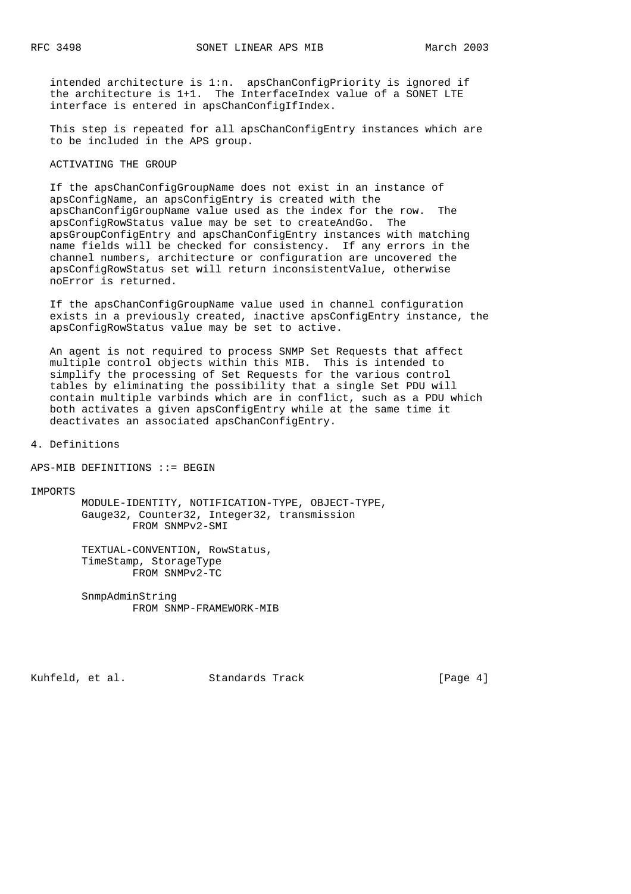intended architecture is 1:n. apsChanConfigPriority is ignored if the architecture is 1+1. The InterfaceIndex value of a SONET LTE interface is entered in apsChanConfigIfIndex.

This step is repeated for all apsChanConfigEntry instances which are to be included in the APS group.

ACTIVATING THE GROUP

If the apsChanConfigGroupName does not exist in an instance of apsConfigName, an apsConfigEntry is created with the apsChanConfigGroupName value used as the index for the row. The apsConfigRowStatus value may be set to createAndGo. The apsGroupConfigEntry and apsChanConfigEntry instances with matching name fields will be checked for consistency. If any errors in the channel numbers, architecture or configuration are uncovered the apsConfigRowStatus set will return inconsistentValue, otherwise noError is returned.

If the apsChanConfigGroupName value used in channel configuration exists in a previously created, inactive apsConfigEntry instance, the apsConfigRowStatus value may be set to active.

An agent is not required to process SNMP Set Requests that affect multiple control objects within this MIB. This is intended to simplify the processing of Set Requests for the various control tables by eliminating the possibility that a single Set PDU will contain multiple varbinds which are in conflict, such as a PDU which both activates a given apsConfigEntry while at the same time it deactivates an associated apsChanConfigEntry.

## 4. Definitions

```
APS-MIB DEFINITIONS ::= BEGIN

IMPORTS
        MODULE-IDENTITY, NOTIFICATION-TYPE, OBJECT-TYPE,
        Gauge32, Counter32, Integer32, transmission
                FROM SNMPv2-SMI

        TEXTUAL-CONVENTION, RowStatus,
        TimeStamp, StorageType
                FROM SNMPv2-TC

        SnmpAdminString
                FROM SNMP-FRAMEWORK-MIB
```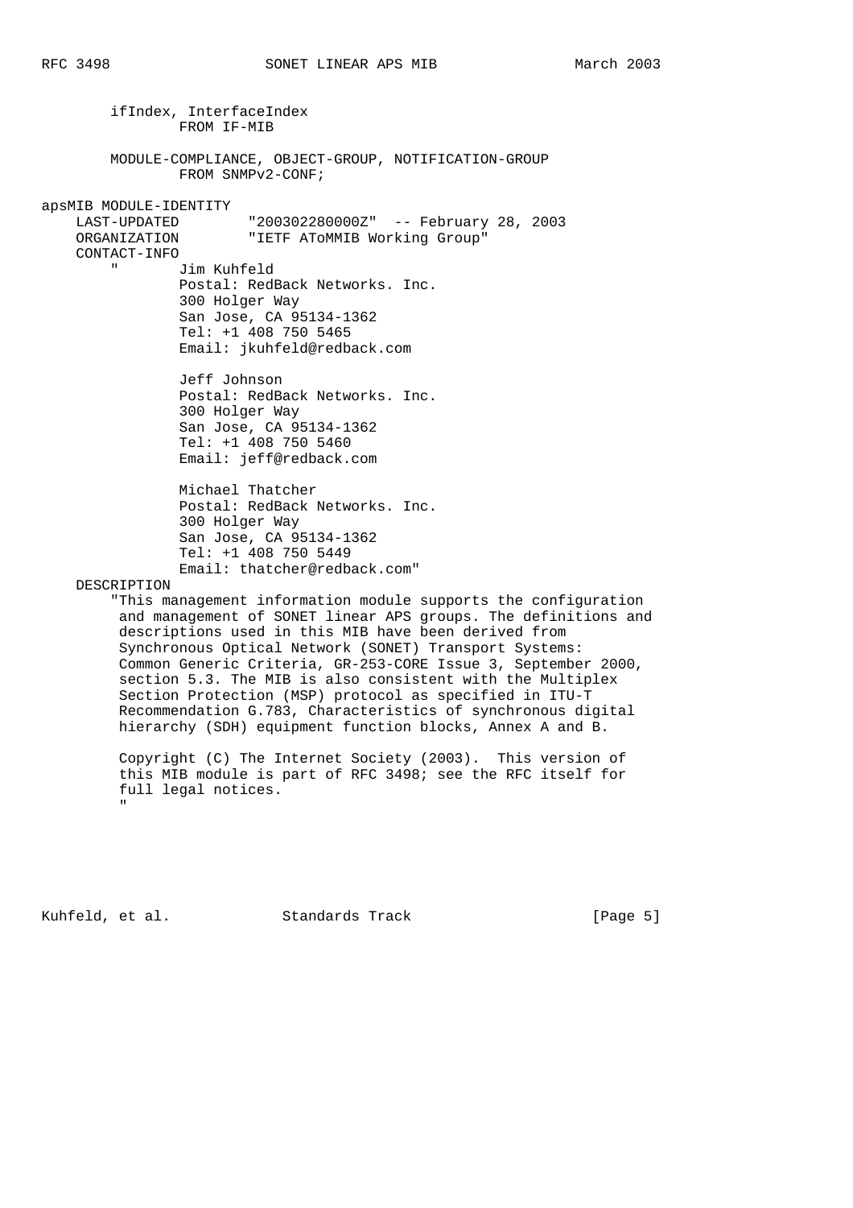```
        ifIndex, InterfaceIndex
                FROM IF-MIB

        MODULE-COMPLIANCE, OBJECT-GROUP, NOTIFICATION-GROUP
                FROM SNMPv2-CONF;

apsMIB MODULE-IDENTITY
    LAST-UPDATED        "200302280000Z"  -- February 28, 2003
    ORGANIZATION        "IETF AToMMIB Working Group"
    CONTACT-INFO
        "       Jim Kuhfeld
                Postal: RedBack Networks. Inc.
                300 Holger Way
                San Jose, CA 95134-1362
                Tel: +1 408 750 5465
                Email: jkuhfeld@redback.com

                Jeff Johnson
                Postal: RedBack Networks. Inc.
                300 Holger Way
                San Jose, CA 95134-1362
                Tel: +1 408 750 5460
                Email: jeff@redback.com

                Michael Thatcher
                Postal: RedBack Networks. Inc.
                300 Holger Way
                San Jose, CA 95134-1362
                Tel: +1 408 750 5449
                Email: thatcher@redback.com"
    DESCRIPTION
        "This management information module supports the configuration
         and management of SONET linear APS groups. The definitions and
         descriptions used in this MIB have been derived from
         Synchronous Optical Network (SONET) Transport Systems:
         Common Generic Criteria, GR-253-CORE Issue 3, September 2000,
         section 5.3. The MIB is also consistent with the Multiplex
         Section Protection (MSP) protocol as specified in ITU-T
         Recommendation G.783, Characteristics of synchronous digital
         hierarchy (SDH) equipment function blocks, Annex A and B.

         Copyright (C) The Internet Society (2003).  This version of
         this MIB module is part of RFC 3498; see the RFC itself for
         full legal notices.
        "
```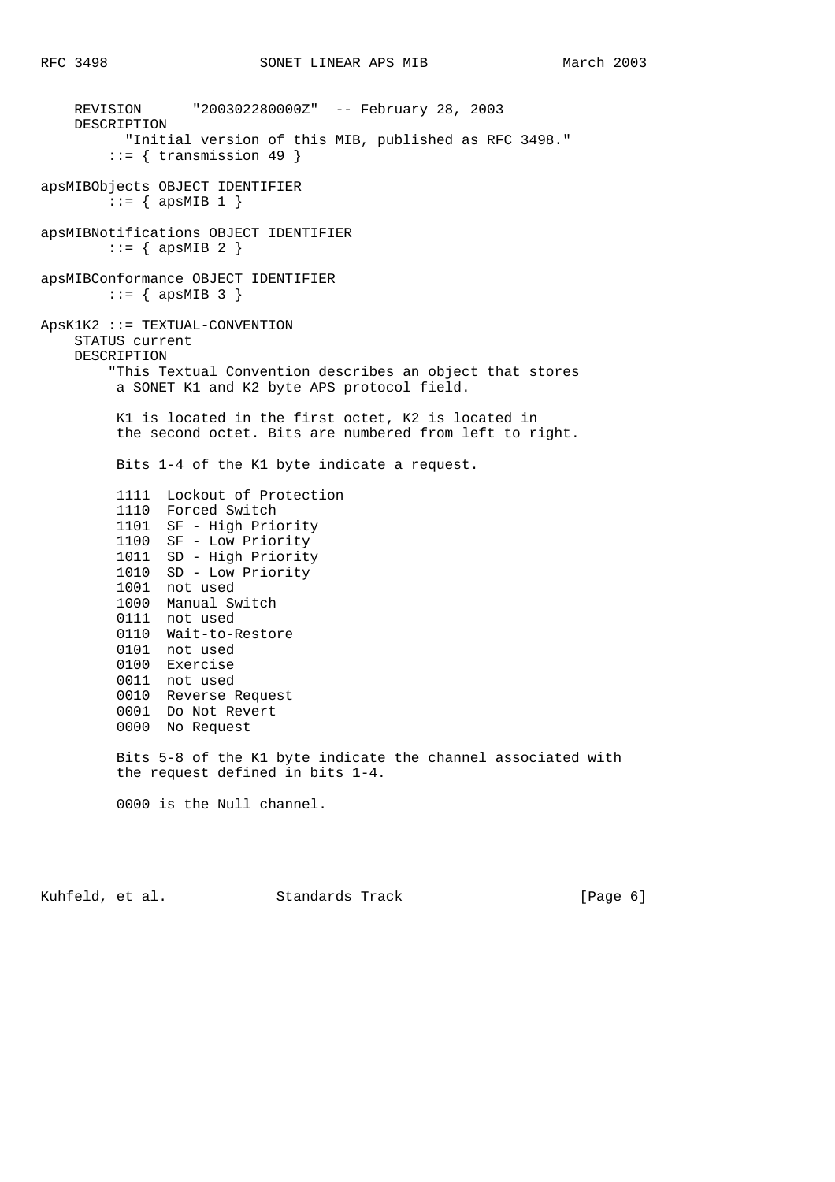```
    REVISION      "200302280000Z"  -- February 28, 2003
    DESCRIPTION
          "Initial version of this MIB, published as RFC 3498."
        ::= { transmission 49 }

apsMIBObjects OBJECT IDENTIFIER
        ::= { apsMIB 1 }

apsMIBNotifications OBJECT IDENTIFIER
        ::= { apsMIB 2 }

apsMIBConformance OBJECT IDENTIFIER
        ::= { apsMIB 3 }

ApsK1K2 ::= TEXTUAL-CONVENTION
    STATUS current
    DESCRIPTION
        "This Textual Convention describes an object that stores
         a SONET K1 and K2 byte APS protocol field.

         K1 is located in the first octet, K2 is located in
         the second octet. Bits are numbered from left to right.

         Bits 1-4 of the K1 byte indicate a request.

         1111  Lockout of Protection
         1110  Forced Switch
         1101  SF - High Priority
         1100  SF - Low Priority
         1011  SD - High Priority
         1010  SD - Low Priority
         1001  not used
         1000  Manual Switch
         0111  not used
         0110  Wait-to-Restore
         0101  not used
         0100  Exercise
         0011  not used
         0010  Reverse Request
         0001  Do Not Revert
         0000  No Request

         Bits 5-8 of the K1 byte indicate the channel associated with
         the request defined in bits 1-4.

         0000 is the Null channel.
```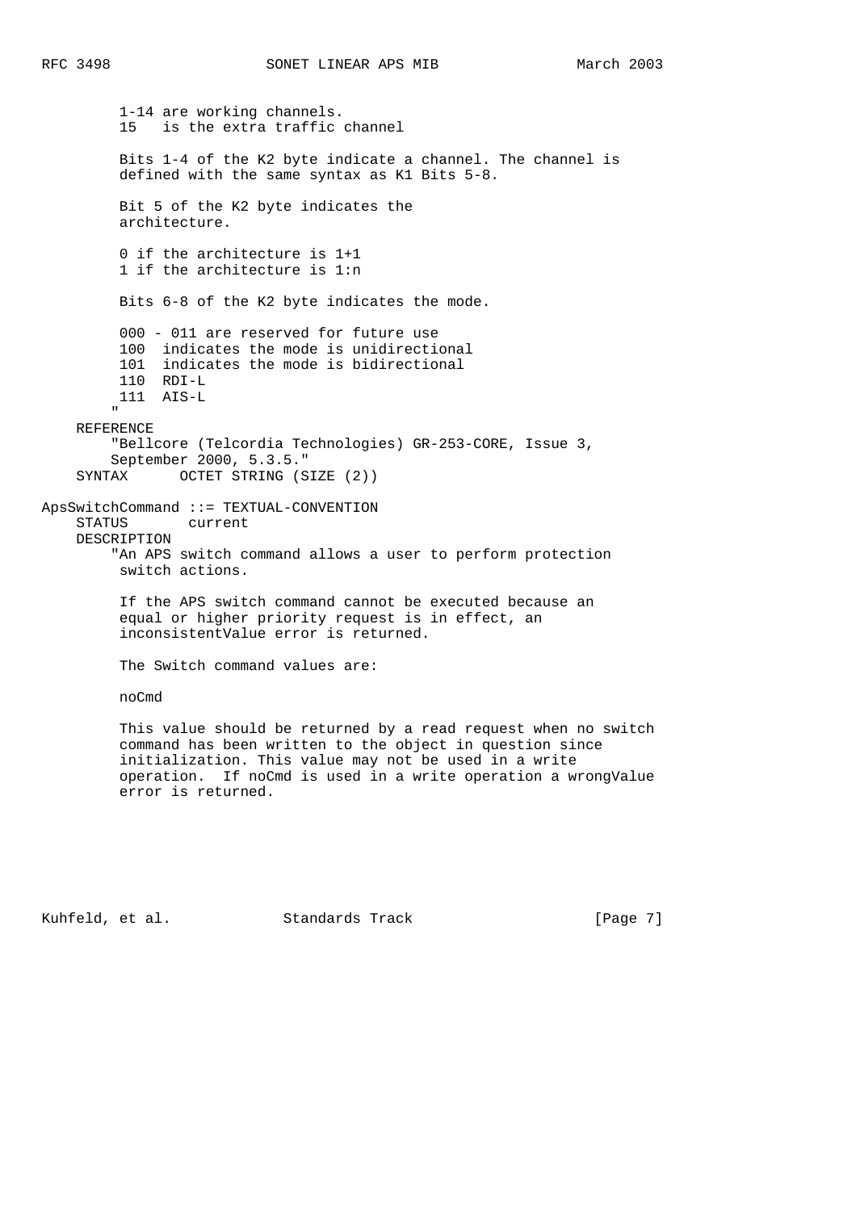```
         1-14 are working channels.
         15   is the extra traffic channel

         Bits 1-4 of the K2 byte indicate a channel. The channel is
         defined with the same syntax as K1 Bits 5-8.

         Bit 5 of the K2 byte indicates the
         architecture.

         0 if the architecture is 1+1
         1 if the architecture is 1:n

         Bits 6-8 of the K2 byte indicates the mode.

         000 - 011 are reserved for future use
         100  indicates the mode is unidirectional
         101  indicates the mode is bidirectional
         110  RDI-L
         111  AIS-L
        "
    REFERENCE
        "Bellcore (Telcordia Technologies) GR-253-CORE, Issue 3,
        September 2000, 5.3.5."
    SYNTAX      OCTET STRING (SIZE (2))

ApsSwitchCommand ::= TEXTUAL-CONVENTION
    STATUS       current
    DESCRIPTION
        "An APS switch command allows a user to perform protection
         switch actions.

         If the APS switch command cannot be executed because an
         equal or higher priority request is in effect, an
         inconsistentValue error is returned.

         The Switch command values are:

         noCmd

         This value should be returned by a read request when no switch
         command has been written to the object in question since
         initialization. This value may not be used in a write
         operation.  If noCmd is used in a write operation a wrongValue
         error is returned.
```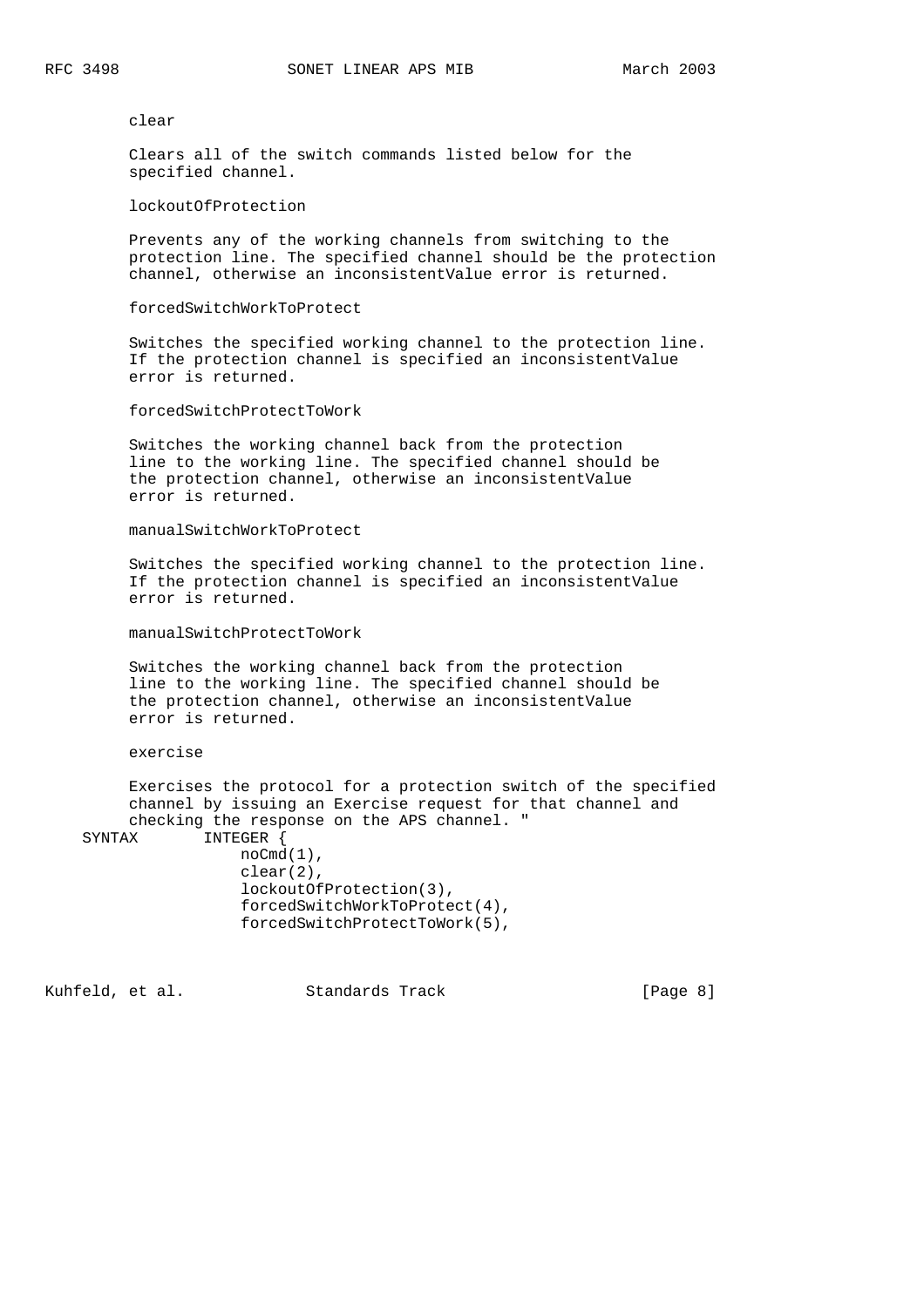```
        clear

        Clears all of the switch commands listed below for the
        specified channel.

        lockoutOfProtection

        Prevents any of the working channels from switching to the
        protection line. The specified channel should be the protection
        channel, otherwise an inconsistentValue error is returned.

        forcedSwitchWorkToProtect

        Switches the specified working channel to the protection line.
        If the protection channel is specified an inconsistentValue
        error is returned.

        forcedSwitchProtectToWork

        Switches the working channel back from the protection
        line to the working line. The specified channel should be
        the protection channel, otherwise an inconsistentValue
        error is returned.

        manualSwitchWorkToProtect

        Switches the specified working channel to the protection line.
        If the protection channel is specified an inconsistentValue
        error is returned.

        manualSwitchProtectToWork

        Switches the working channel back from the protection
        line to the working line. The specified channel should be
        the protection channel, otherwise an inconsistentValue
        error is returned.

        exercise

        Exercises the protocol for a protection switch of the specified
        channel by issuing an Exercise request for that channel and
        checking the response on the APS channel. "
    SYNTAX       INTEGER {
                    noCmd(1),
                    clear(2),
                    lockoutOfProtection(3),
                    forcedSwitchWorkToProtect(4),
                    forcedSwitchProtectToWork(5),
```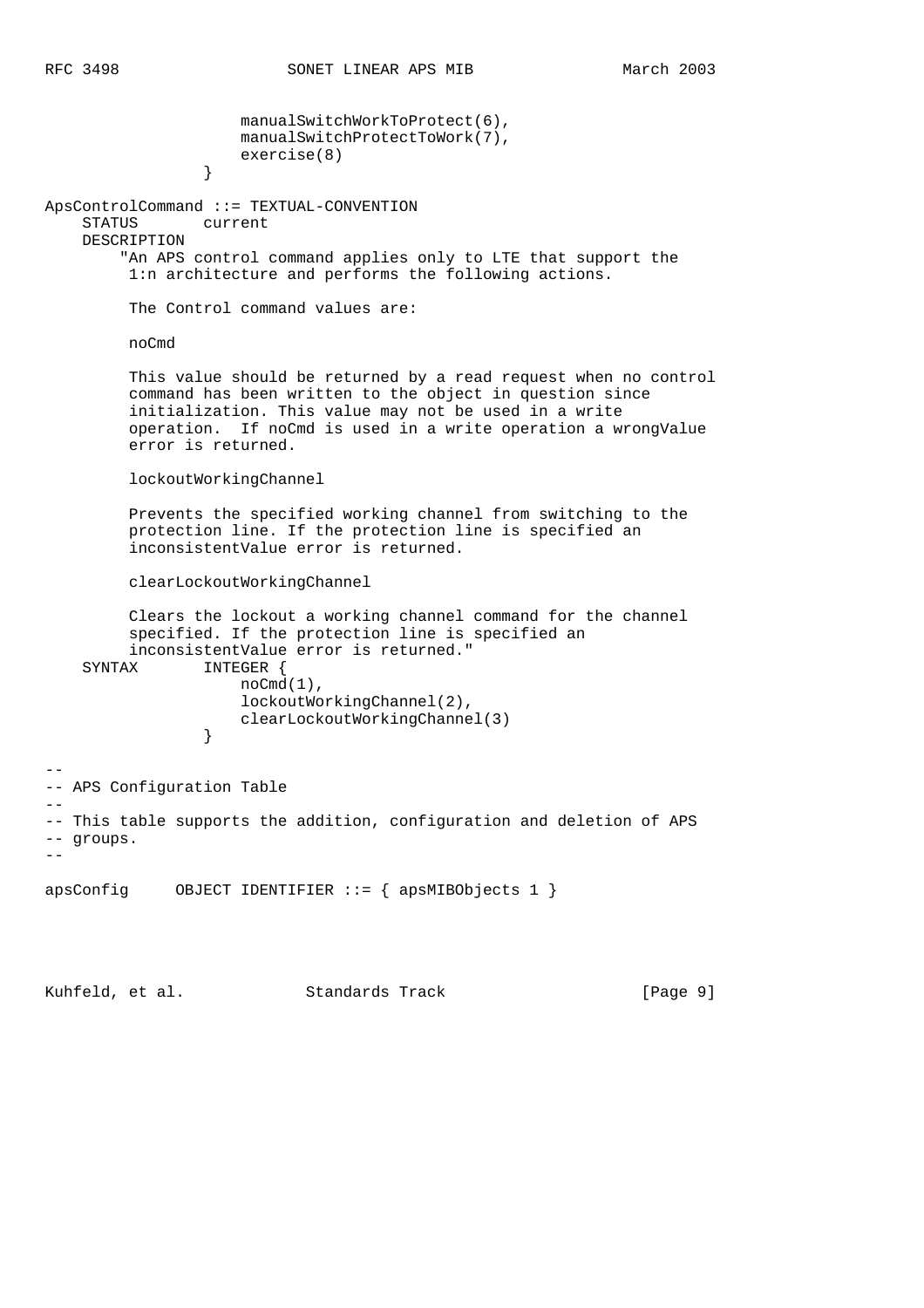```
                     manualSwitchWorkToProtect(6),
                     manualSwitchProtectToWork(7),
                     exercise(8)
                 }

ApsControlCommand ::= TEXTUAL-CONVENTION
    STATUS       current
    DESCRIPTION
        "An APS control command applies only to LTE that support the
         1:n architecture and performs the following actions.

         The Control command values are:

         noCmd

         This value should be returned by a read request when no control
         command has been written to the object in question since
         initialization. This value may not be used in a write
         operation.  If noCmd is used in a write operation a wrongValue
         error is returned.

         lockoutWorkingChannel

         Prevents the specified working channel from switching to the
         protection line. If the protection line is specified an
         inconsistentValue error is returned.

         clearLockoutWorkingChannel

         Clears the lockout a working channel command for the channel
         specified. If the protection line is specified an
         inconsistentValue error is returned."
    SYNTAX       INTEGER {
                     noCmd(1),
                     lockoutWorkingChannel(2),
                     clearLockoutWorkingChannel(3)
                 }

--
-- APS Configuration Table
--
-- This table supports the addition, configuration and deletion of APS
-- groups.
--

apsConfig     OBJECT IDENTIFIER ::= { apsMIBObjects 1 }
```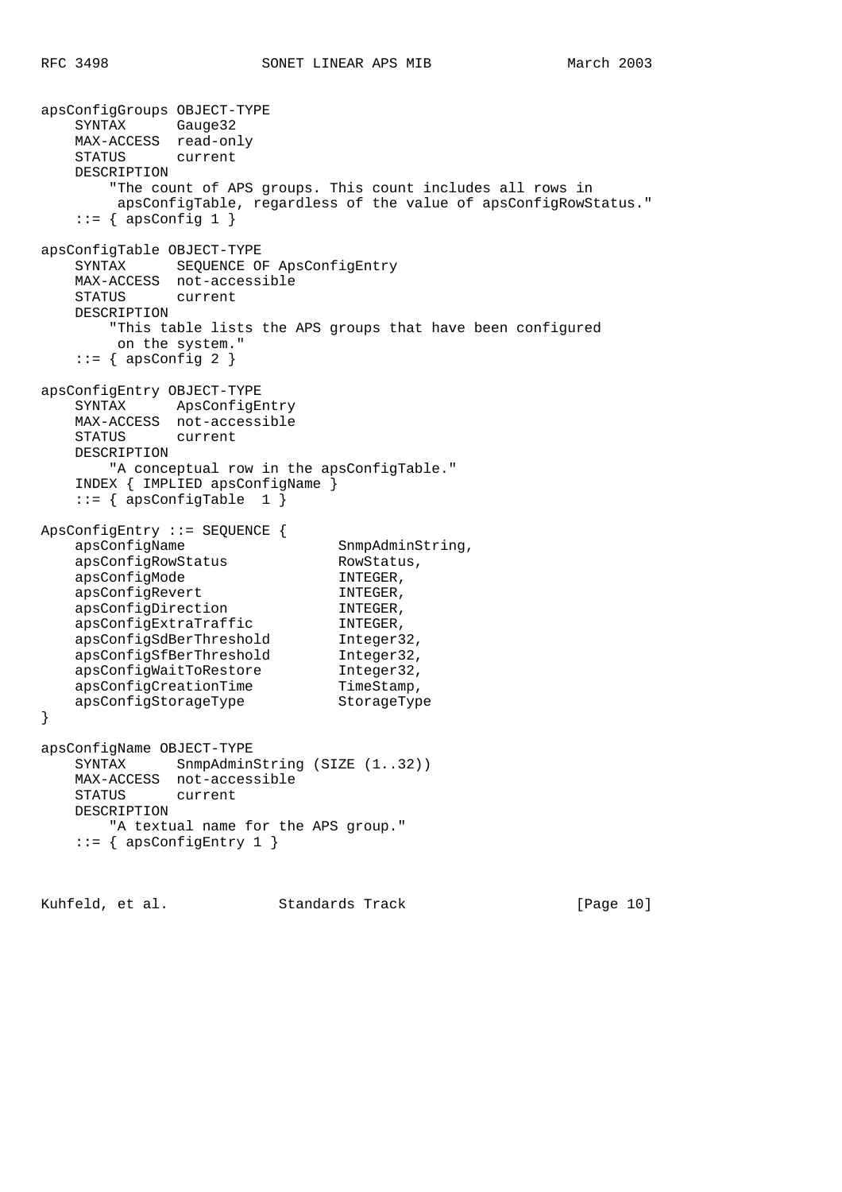```
apsConfigGroups OBJECT-TYPE
    SYNTAX      Gauge32
    MAX-ACCESS  read-only
    STATUS      current
    DESCRIPTION
        "The count of APS groups. This count includes all rows in
         apsConfigTable, regardless of the value of apsConfigRowStatus."
    ::= { apsConfig 1 }

apsConfigTable OBJECT-TYPE
    SYNTAX      SEQUENCE OF ApsConfigEntry
    MAX-ACCESS  not-accessible
    STATUS      current
    DESCRIPTION
        "This table lists the APS groups that have been configured
         on the system."
    ::= { apsConfig 2 }

apsConfigEntry OBJECT-TYPE
    SYNTAX      ApsConfigEntry
    MAX-ACCESS  not-accessible
    STATUS      current
    DESCRIPTION
        "A conceptual row in the apsConfigTable."
    INDEX { IMPLIED apsConfigName }
    ::= { apsConfigTable  1 }

ApsConfigEntry ::= SEQUENCE {
    apsConfigName                   SnmpAdminString,
    apsConfigRowStatus              RowStatus,
    apsConfigMode                   INTEGER,
    apsConfigRevert                 INTEGER,
    apsConfigDirection              INTEGER,
    apsConfigExtraTraffic           INTEGER,
    apsConfigSdBerThreshold         Integer32,
    apsConfigSfBerThreshold         Integer32,
    apsConfigWaitToRestore          Integer32,
    apsConfigCreationTime           TimeStamp,
    apsConfigStorageType            StorageType
}

apsConfigName OBJECT-TYPE
    SYNTAX      SnmpAdminString (SIZE (1..32))
    MAX-ACCESS  not-accessible
    STATUS      current
    DESCRIPTION
        "A textual name for the APS group."
    ::= { apsConfigEntry 1 }
```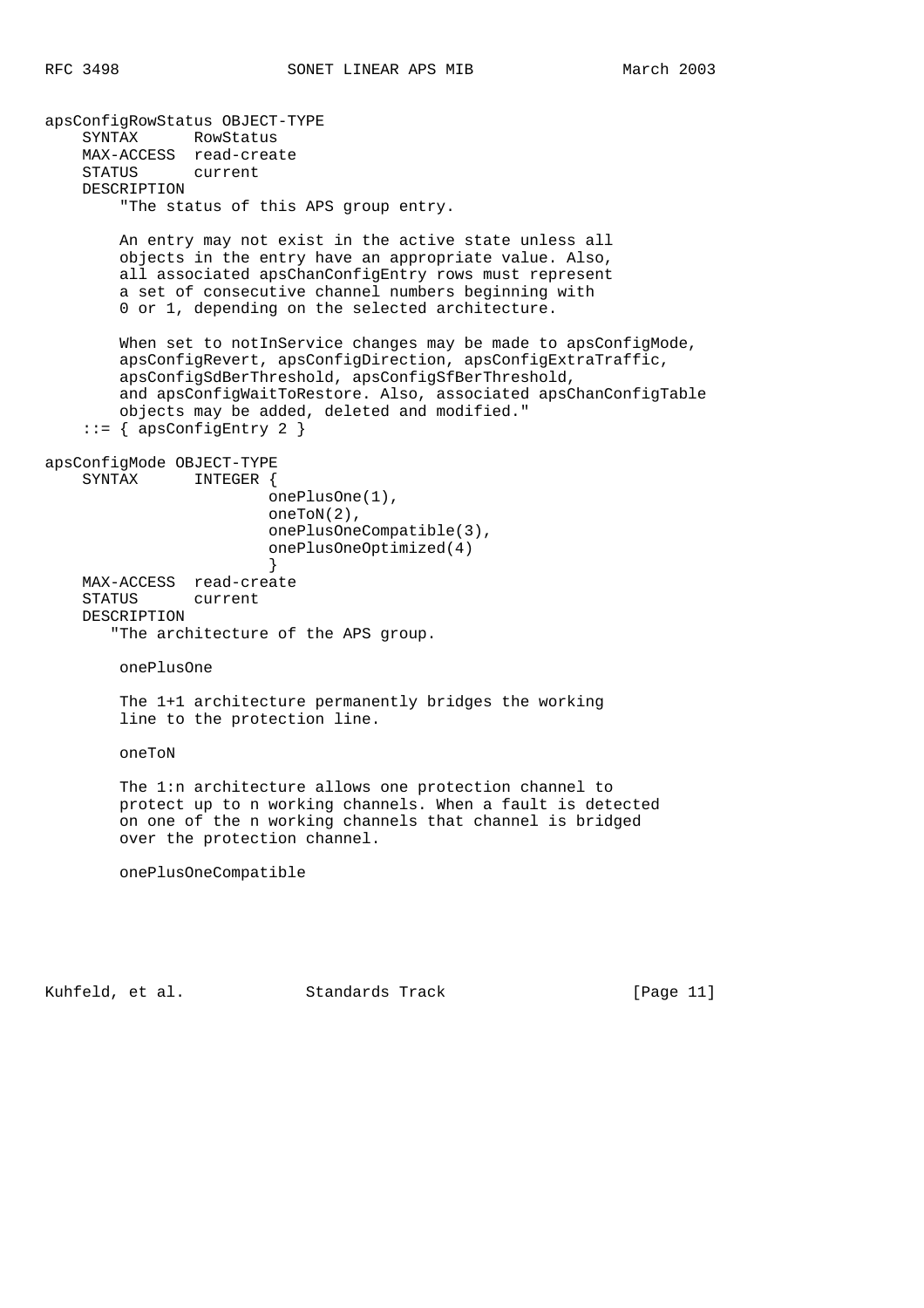```
apsConfigRowStatus OBJECT-TYPE
    SYNTAX      RowStatus
    MAX-ACCESS  read-create
    STATUS      current
    DESCRIPTION
        "The status of this APS group entry.

        An entry may not exist in the active state unless all
        objects in the entry have an appropriate value. Also,
        all associated apsChanConfigEntry rows must represent
        a set of consecutive channel numbers beginning with
        0 or 1, depending on the selected architecture.

        When set to notInService changes may be made to apsConfigMode,
        apsConfigRevert, apsConfigDirection, apsConfigExtraTraffic,
        apsConfigSdBerThreshold, apsConfigSfBerThreshold,
        and apsConfigWaitToRestore. Also, associated apsChanConfigTable
        objects may be added, deleted and modified."
    ::= { apsConfigEntry 2 }

apsConfigMode OBJECT-TYPE
    SYNTAX      INTEGER {
                        onePlusOne(1),
                        oneToN(2),
                        onePlusOneCompatible(3),
                        onePlusOneOptimized(4)
                        }
    MAX-ACCESS  read-create
    STATUS      current
    DESCRIPTION
       "The architecture of the APS group.

        onePlusOne

        The 1+1 architecture permanently bridges the working
        line to the protection line.

        oneToN

        The 1:n architecture allows one protection channel to
        protect up to n working channels. When a fault is detected
        on one of the n working channels that channel is bridged
        over the protection channel.

        onePlusOneCompatible
```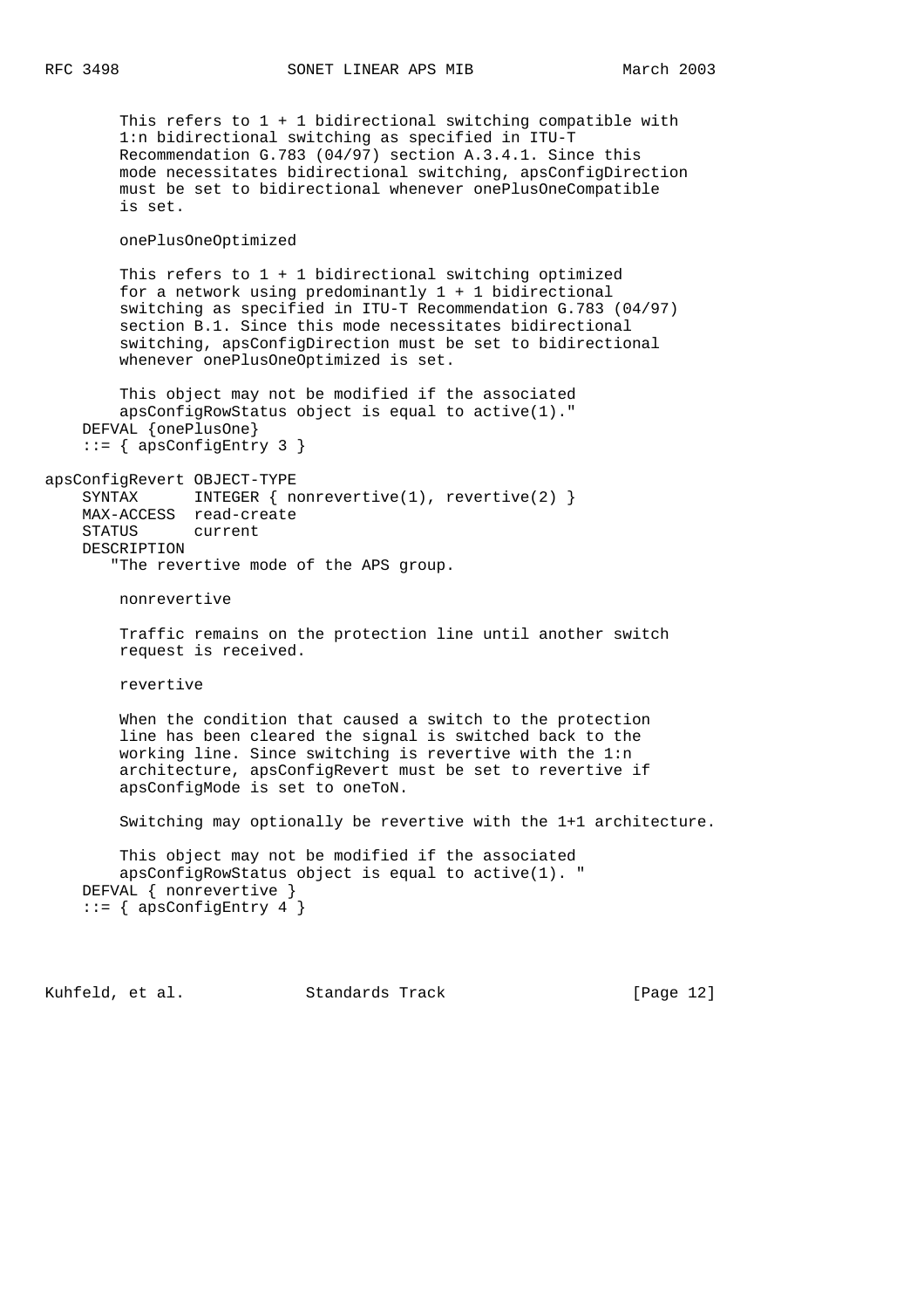```
        This refers to 1 + 1 bidirectional switching compatible with
        1:n bidirectional switching as specified in ITU-T
        Recommendation G.783 (04/97) section A.3.4.1. Since this
        mode necessitates bidirectional switching, apsConfigDirection
        must be set to bidirectional whenever onePlusOneCompatible
        is set.

        onePlusOneOptimized

        This refers to 1 + 1 bidirectional switching optimized
        for a network using predominantly 1 + 1 bidirectional
        switching as specified in ITU-T Recommendation G.783 (04/97)
        section B.1. Since this mode necessitates bidirectional
        switching, apsConfigDirection must be set to bidirectional
        whenever onePlusOneOptimized is set.

        This object may not be modified if the associated
        apsConfigRowStatus object is equal to active(1)."
    DEFVAL {onePlusOne}
    ::= { apsConfigEntry 3 }

apsConfigRevert OBJECT-TYPE
    SYNTAX      INTEGER { nonrevertive(1), revertive(2) }
    MAX-ACCESS  read-create
    STATUS      current
    DESCRIPTION
       "The revertive mode of the APS group.

        nonrevertive

        Traffic remains on the protection line until another switch
        request is received.

        revertive

        When the condition that caused a switch to the protection
        line has been cleared the signal is switched back to the
        working line. Since switching is revertive with the 1:n
        architecture, apsConfigRevert must be set to revertive if
        apsConfigMode is set to oneToN.

        Switching may optionally be revertive with the 1+1 architecture.

        This object may not be modified if the associated
        apsConfigRowStatus object is equal to active(1). "
    DEFVAL { nonrevertive }
    ::= { apsConfigEntry 4 }
```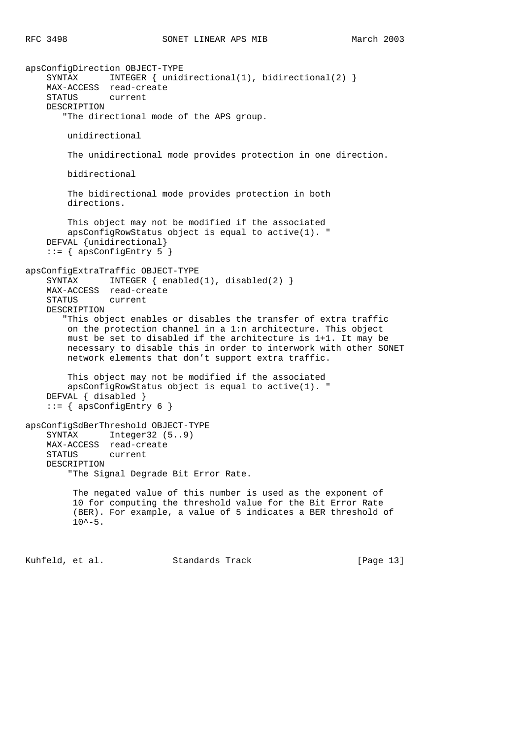```
apsConfigDirection OBJECT-TYPE
    SYNTAX      INTEGER { unidirectional(1), bidirectional(2) }
    MAX-ACCESS  read-create
    STATUS      current
    DESCRIPTION
       "The directional mode of the APS group.

        unidirectional

        The unidirectional mode provides protection in one direction.

        bidirectional

        The bidirectional mode provides protection in both
        directions.

        This object may not be modified if the associated
        apsConfigRowStatus object is equal to active(1). "
    DEFVAL {unidirectional}
    ::= { apsConfigEntry 5 }

apsConfigExtraTraffic OBJECT-TYPE
    SYNTAX      INTEGER { enabled(1), disabled(2) }
    MAX-ACCESS  read-create
    STATUS      current
    DESCRIPTION
       "This object enables or disables the transfer of extra traffic
        on the protection channel in a 1:n architecture. This object
        must be set to disabled if the architecture is 1+1. It may be
        necessary to disable this in order to interwork with other SONET
        network elements that don't support extra traffic.

        This object may not be modified if the associated
        apsConfigRowStatus object is equal to active(1). "
    DEFVAL { disabled }
    ::= { apsConfigEntry 6 }

apsConfigSdBerThreshold OBJECT-TYPE
    SYNTAX      Integer32 (5..9)
    MAX-ACCESS  read-create
    STATUS      current
    DESCRIPTION
        "The Signal Degrade Bit Error Rate.

         The negated value of this number is used as the exponent of
         10 for computing the threshold value for the Bit Error Rate
         (BER). For example, a value of 5 indicates a BER threshold of
         10^-5.
```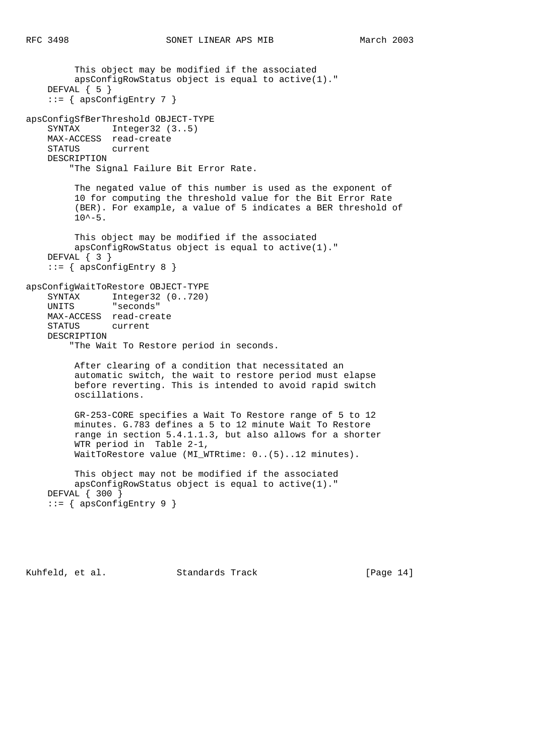```
         This object may be modified if the associated
         apsConfigRowStatus object is equal to active(1)."
    DEFVAL { 5 }
    ::= { apsConfigEntry 7 }

apsConfigSfBerThreshold OBJECT-TYPE
    SYNTAX      Integer32 (3..5)
    MAX-ACCESS  read-create
    STATUS      current
    DESCRIPTION
        "The Signal Failure Bit Error Rate.

         The negated value of this number is used as the exponent of
         10 for computing the threshold value for the Bit Error Rate
         (BER). For example, a value of 5 indicates a BER threshold of
         10^-5.

         This object may be modified if the associated
         apsConfigRowStatus object is equal to active(1)."
    DEFVAL { 3 }
    ::= { apsConfigEntry 8 }

apsConfigWaitToRestore OBJECT-TYPE
    SYNTAX      Integer32 (0..720)
    UNITS       "seconds"
    MAX-ACCESS  read-create
    STATUS      current
    DESCRIPTION
        "The Wait To Restore period in seconds.

         After clearing of a condition that necessitated an
         automatic switch, the wait to restore period must elapse
         before reverting. This is intended to avoid rapid switch
         oscillations.

         GR-253-CORE specifies a Wait To Restore range of 5 to 12
         minutes. G.783 defines a 5 to 12 minute Wait To Restore
         range in section 5.4.1.1.3, but also allows for a shorter
         WTR period in  Table 2-1,
         WaitToRestore value (MI_WTRtime: 0..(5)..12 minutes).

         This object may not be modified if the associated
         apsConfigRowStatus object is equal to active(1)."
    DEFVAL { 300 }
    ::= { apsConfigEntry 9 }
```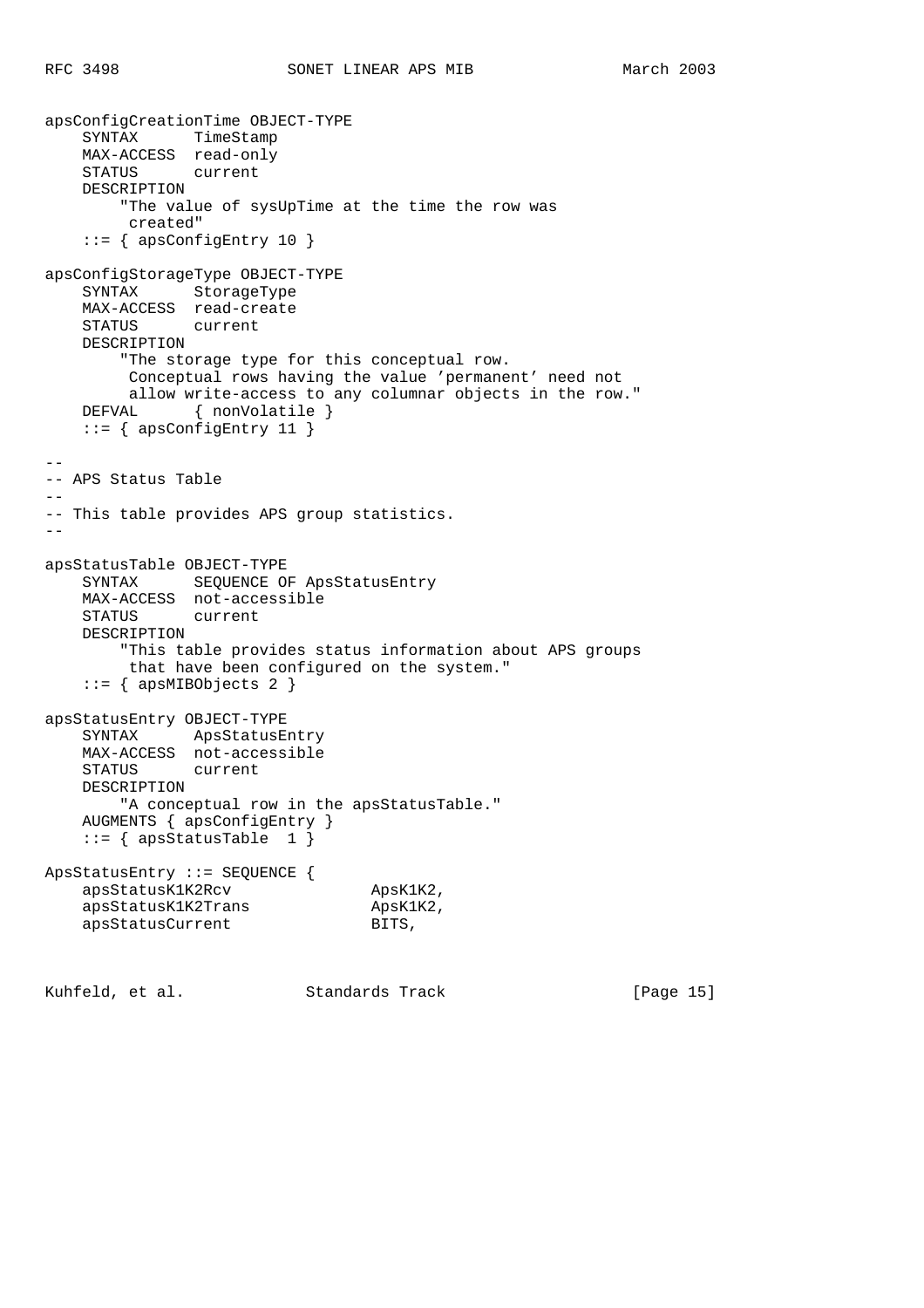```
apsConfigCreationTime OBJECT-TYPE
    SYNTAX      TimeStamp
    MAX-ACCESS  read-only
    STATUS      current
    DESCRIPTION
        "The value of sysUpTime at the time the row was
         created"
    ::= { apsConfigEntry 10 }

apsConfigStorageType OBJECT-TYPE
    SYNTAX      StorageType
    MAX-ACCESS  read-create
    STATUS      current
    DESCRIPTION
        "The storage type for this conceptual row.
         Conceptual rows having the value 'permanent' need not
         allow write-access to any columnar objects in the row."
    DEFVAL      { nonVolatile }
    ::= { apsConfigEntry 11 }

--
-- APS Status Table
--
-- This table provides APS group statistics.
--

apsStatusTable OBJECT-TYPE
    SYNTAX      SEQUENCE OF ApsStatusEntry
    MAX-ACCESS  not-accessible
    STATUS      current
    DESCRIPTION
        "This table provides status information about APS groups
         that have been configured on the system."
    ::= { apsMIBObjects 2 }

apsStatusEntry OBJECT-TYPE
    SYNTAX      ApsStatusEntry
    MAX-ACCESS  not-accessible
    STATUS      current
    DESCRIPTION
        "A conceptual row in the apsStatusTable."
    AUGMENTS { apsConfigEntry }
    ::= { apsStatusTable  1 }

ApsStatusEntry ::= SEQUENCE {
    apsStatusK1K2Rcv              ApsK1K2,
    apsStatusK1K2Trans            ApsK1K2,
    apsStatusCurrent              BITS,
```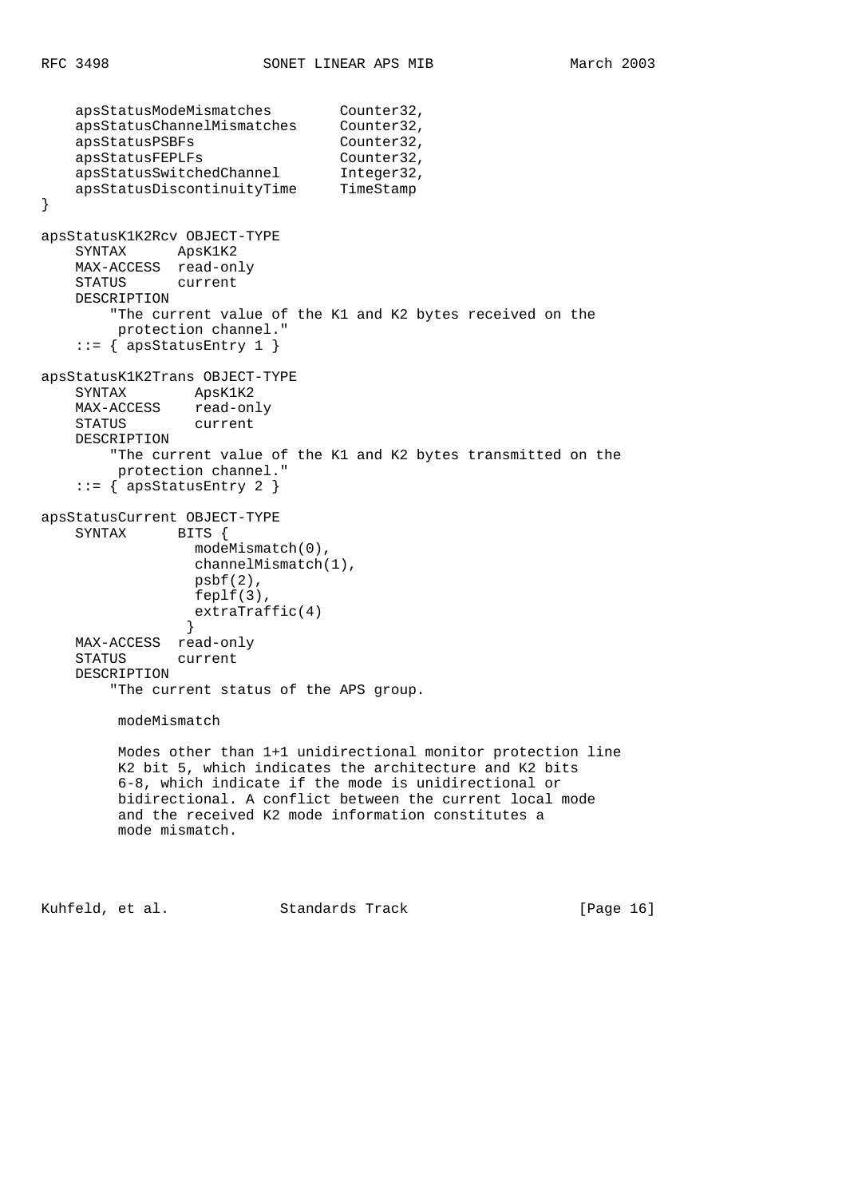```
    apsStatusModeMismatches        Counter32,
    apsStatusChannelMismatches     Counter32,
    apsStatusPSBFs                 Counter32,
    apsStatusFEPLFs                Counter32,
    apsStatusSwitchedChannel       Integer32,
    apsStatusDiscontinuityTime     TimeStamp
}

apsStatusK1K2Rcv OBJECT-TYPE
    SYNTAX      ApsK1K2
    MAX-ACCESS  read-only
    STATUS      current
    DESCRIPTION
        "The current value of the K1 and K2 bytes received on the
         protection channel."
    ::= { apsStatusEntry 1 }

apsStatusK1K2Trans OBJECT-TYPE
    SYNTAX        ApsK1K2
    MAX-ACCESS    read-only
    STATUS        current
    DESCRIPTION
        "The current value of the K1 and K2 bytes transmitted on the
         protection channel."
    ::= { apsStatusEntry 2 }

apsStatusCurrent OBJECT-TYPE
    SYNTAX      BITS {
                  modeMismatch(0),
                  channelMismatch(1),
                  psbf(2),
                  feplf(3),
                  extraTraffic(4)
                 }
    MAX-ACCESS  read-only
    STATUS      current
    DESCRIPTION
        "The current status of the APS group.

         modeMismatch

         Modes other than 1+1 unidirectional monitor protection line
         K2 bit 5, which indicates the architecture and K2 bits
         6-8, which indicate if the mode is unidirectional or
         bidirectional. A conflict between the current local mode
         and the received K2 mode information constitutes a
         mode mismatch.
```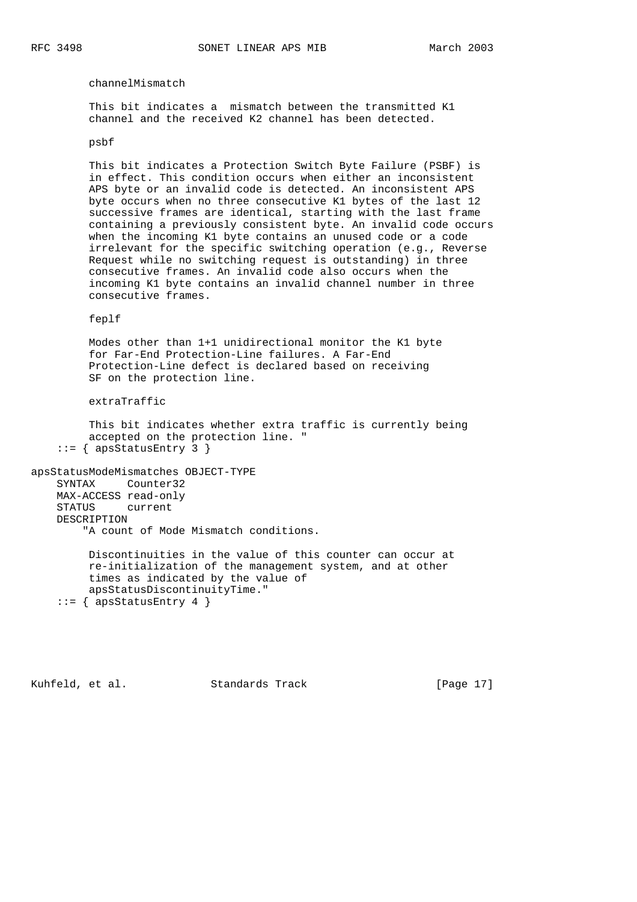```
        channelMismatch

        This bit indicates a  mismatch between the transmitted K1
        channel and the received K2 channel has been detected.

        psbf

        This bit indicates a Protection Switch Byte Failure (PSBF) is
        in effect. This condition occurs when either an inconsistent
        APS byte or an invalid code is detected. An inconsistent APS
        byte occurs when no three consecutive K1 bytes of the last 12
        successive frames are identical, starting with the last frame
        containing a previously consistent byte. An invalid code occurs
        when the incoming K1 byte contains an unused code or a code
        irrelevant for the specific switching operation (e.g., Reverse
        Request while no switching request is outstanding) in three
        consecutive frames. An invalid code also occurs when the
        incoming K1 byte contains an invalid channel number in three
        consecutive frames.

        feplf

        Modes other than 1+1 unidirectional monitor the K1 byte
        for Far-End Protection-Line failures. A Far-End
        Protection-Line defect is declared based on receiving
        SF on the protection line.

        extraTraffic

        This bit indicates whether extra traffic is currently being
        accepted on the protection line. "
    ::= { apsStatusEntry 3 }

apsStatusModeMismatches OBJECT-TYPE
    SYNTAX     Counter32
    MAX-ACCESS read-only
    STATUS     current
    DESCRIPTION
        "A count of Mode Mismatch conditions.

         Discontinuities in the value of this counter can occur at
         re-initialization of the management system, and at other
         times as indicated by the value of
         apsStatusDiscontinuityTime."
    ::= { apsStatusEntry 4 }
```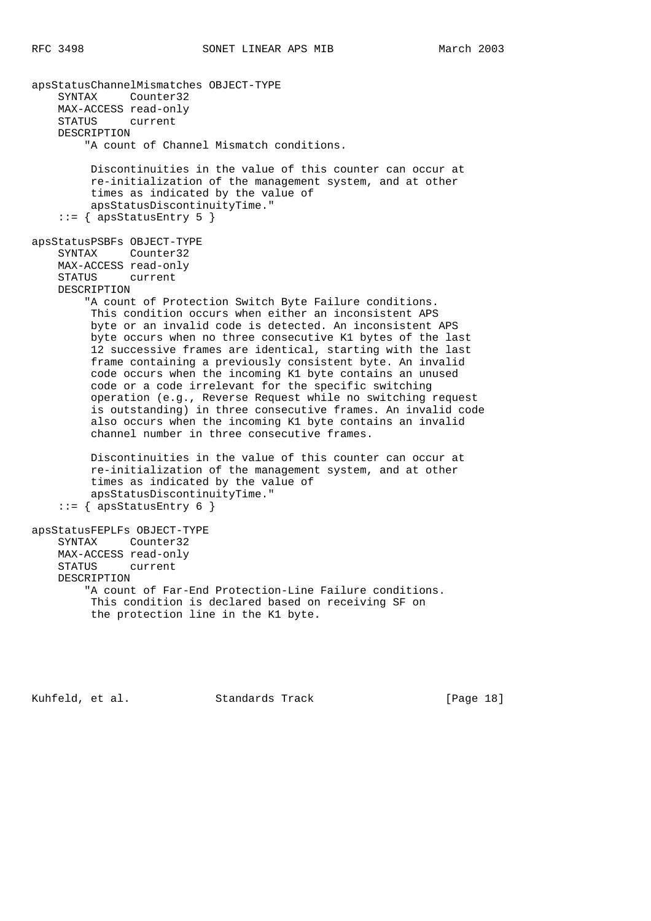```
apsStatusChannelMismatches OBJECT-TYPE
    SYNTAX     Counter32
    MAX-ACCESS read-only
    STATUS     current
    DESCRIPTION
        "A count of Channel Mismatch conditions.

         Discontinuities in the value of this counter can occur at
         re-initialization of the management system, and at other
         times as indicated by the value of
         apsStatusDiscontinuityTime."
    ::= { apsStatusEntry 5 }

apsStatusPSBFs OBJECT-TYPE
    SYNTAX     Counter32
    MAX-ACCESS read-only
    STATUS     current
    DESCRIPTION
        "A count of Protection Switch Byte Failure conditions.
         This condition occurs when either an inconsistent APS
         byte or an invalid code is detected. An inconsistent APS
         byte occurs when no three consecutive K1 bytes of the last
         12 successive frames are identical, starting with the last
         frame containing a previously consistent byte. An invalid
         code occurs when the incoming K1 byte contains an unused
         code or a code irrelevant for the specific switching
         operation (e.g., Reverse Request while no switching request
         is outstanding) in three consecutive frames. An invalid code
         also occurs when the incoming K1 byte contains an invalid
         channel number in three consecutive frames.

         Discontinuities in the value of this counter can occur at
         re-initialization of the management system, and at other
         times as indicated by the value of
         apsStatusDiscontinuityTime."
    ::= { apsStatusEntry 6 }

apsStatusFEPLFs OBJECT-TYPE
    SYNTAX     Counter32
    MAX-ACCESS read-only
    STATUS     current
    DESCRIPTION
        "A count of Far-End Protection-Line Failure conditions.
         This condition is declared based on receiving SF on
         the protection line in the K1 byte.
```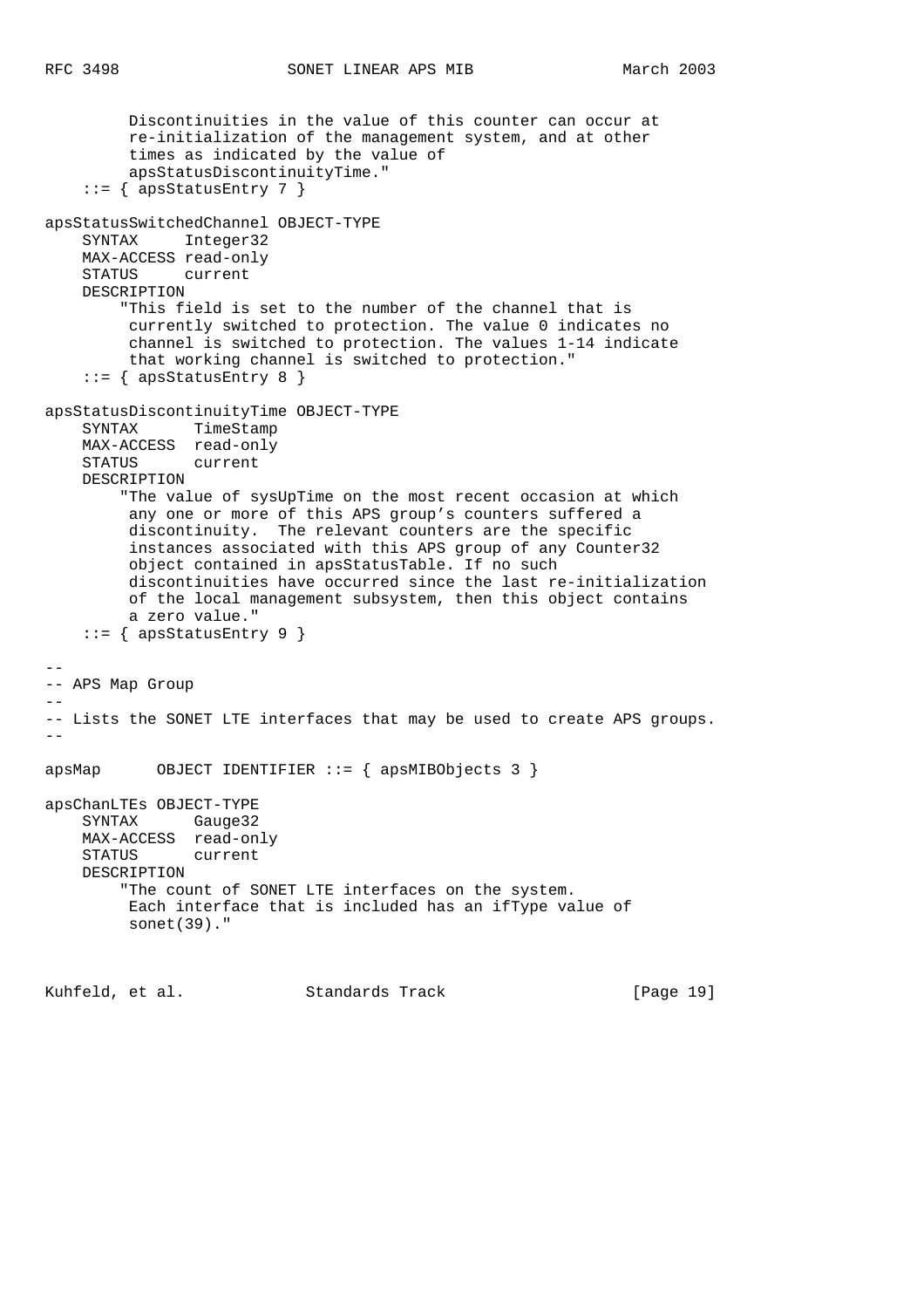```
         Discontinuities in the value of this counter can occur at
         re-initialization of the management system, and at other
         times as indicated by the value of
         apsStatusDiscontinuityTime."
    ::= { apsStatusEntry 7 }

apsStatusSwitchedChannel OBJECT-TYPE
    SYNTAX     Integer32
    MAX-ACCESS read-only
    STATUS     current
    DESCRIPTION
        "This field is set to the number of the channel that is
         currently switched to protection. The value 0 indicates no
         channel is switched to protection. The values 1-14 indicate
         that working channel is switched to protection."
    ::= { apsStatusEntry 8 }

apsStatusDiscontinuityTime OBJECT-TYPE
    SYNTAX      TimeStamp
    MAX-ACCESS  read-only
    STATUS      current
    DESCRIPTION
        "The value of sysUpTime on the most recent occasion at which
         any one or more of this APS group's counters suffered a
         discontinuity.  The relevant counters are the specific
         instances associated with this APS group of any Counter32
         object contained in apsStatusTable. If no such
         discontinuities have occurred since the last re-initialization
         of the local management subsystem, then this object contains
         a zero value."
    ::= { apsStatusEntry 9 }

--
-- APS Map Group
--
-- Lists the SONET LTE interfaces that may be used to create APS groups.
--

apsMap      OBJECT IDENTIFIER ::= { apsMIBObjects 3 }

apsChanLTEs OBJECT-TYPE
    SYNTAX      Gauge32
    MAX-ACCESS  read-only
    STATUS      current
    DESCRIPTION
        "The count of SONET LTE interfaces on the system.
         Each interface that is included has an ifType value of
         sonet(39)."
```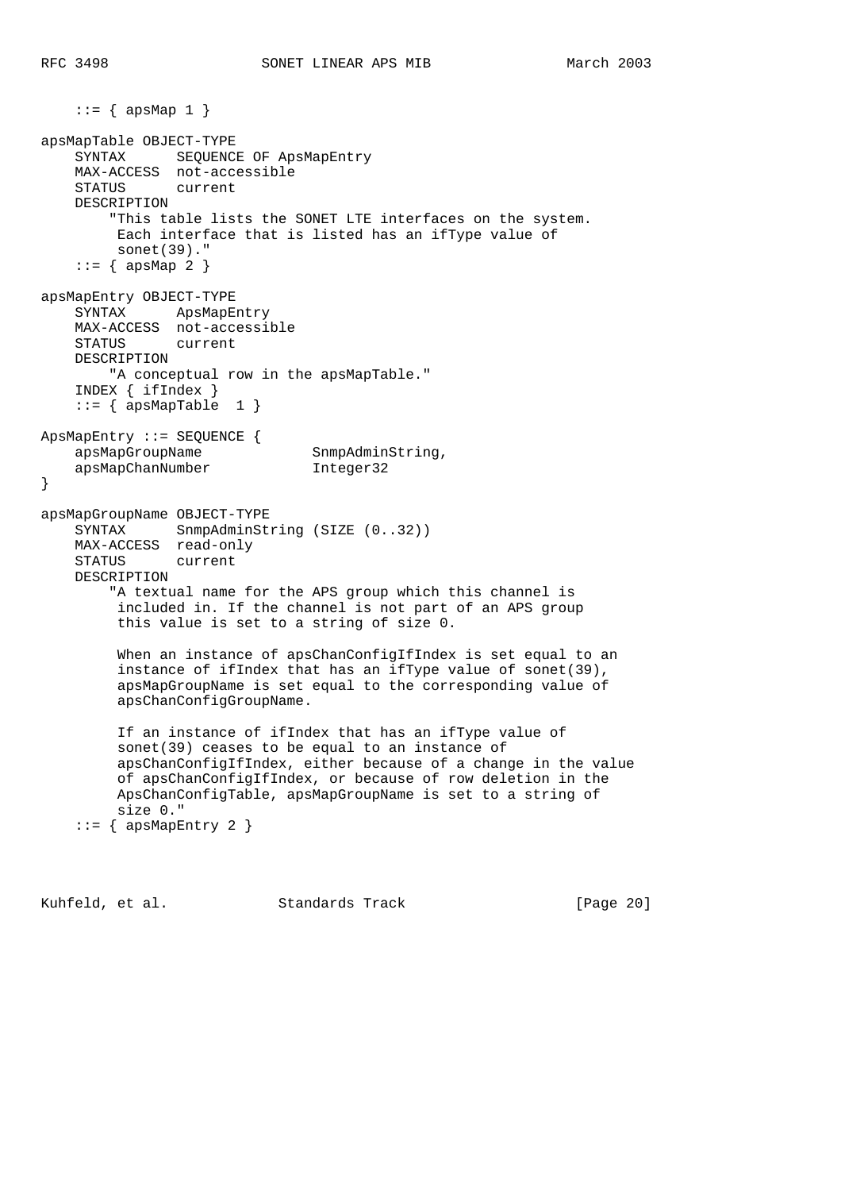```
    ::= { apsMap 1 }

apsMapTable OBJECT-TYPE
    SYNTAX      SEQUENCE OF ApsMapEntry
    MAX-ACCESS  not-accessible
    STATUS      current
    DESCRIPTION
        "This table lists the SONET LTE interfaces on the system.
         Each interface that is listed has an ifType value of
         sonet(39)."
    ::= { apsMap 2 }

apsMapEntry OBJECT-TYPE
    SYNTAX      ApsMapEntry
    MAX-ACCESS  not-accessible
    STATUS      current
    DESCRIPTION
        "A conceptual row in the apsMapTable."
    INDEX { ifIndex }
    ::= { apsMapTable  1 }

ApsMapEntry ::= SEQUENCE {
    apsMapGroupName             SnmpAdminString,
    apsMapChanNumber            Integer32
}

apsMapGroupName OBJECT-TYPE
    SYNTAX      SnmpAdminString (SIZE (0..32))
    MAX-ACCESS  read-only
    STATUS      current
    DESCRIPTION
        "A textual name for the APS group which this channel is
         included in. If the channel is not part of an APS group
         this value is set to a string of size 0.

         When an instance of apsChanConfigIfIndex is set equal to an
         instance of ifIndex that has an ifType value of sonet(39),
         apsMapGroupName is set equal to the corresponding value of
         apsChanConfigGroupName.

         If an instance of ifIndex that has an ifType value of
         sonet(39) ceases to be equal to an instance of
         apsChanConfigIfIndex, either because of a change in the value
         of apsChanConfigIfIndex, or because of row deletion in the
         ApsChanConfigTable, apsMapGroupName is set to a string of
         size 0."
    ::= { apsMapEntry 2 }
```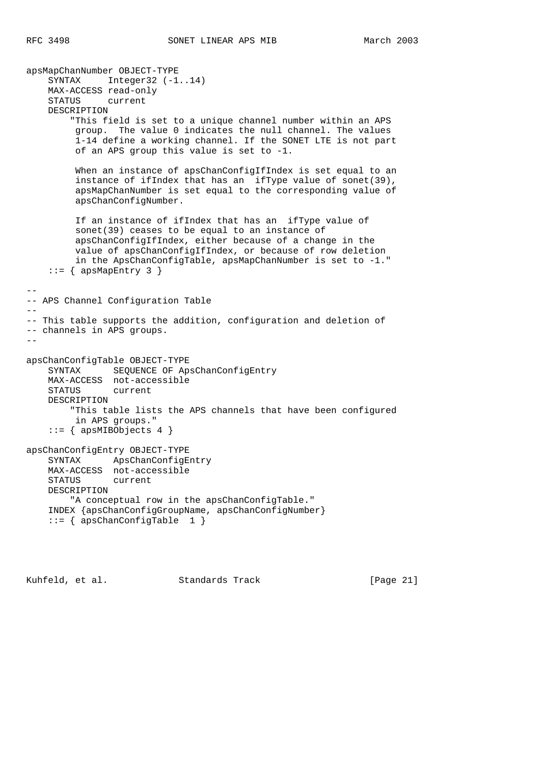```
apsMapChanNumber OBJECT-TYPE
    SYNTAX     Integer32 (-1..14)
    MAX-ACCESS read-only
    STATUS     current
    DESCRIPTION
        "This field is set to a unique channel number within an APS
         group.  The value 0 indicates the null channel. The values
         1-14 define a working channel. If the SONET LTE is not part
         of an APS group this value is set to -1.

         When an instance of apsChanConfigIfIndex is set equal to an
         instance of ifIndex that has an  ifType value of sonet(39),
         apsMapChanNumber is set equal to the corresponding value of
         apsChanConfigNumber.

         If an instance of ifIndex that has an  ifType value of
         sonet(39) ceases to be equal to an instance of
         apsChanConfigIfIndex, either because of a change in the
         value of apsChanConfigIfIndex, or because of row deletion
         in the ApsChanConfigTable, apsMapChanNumber is set to -1."
    ::= { apsMapEntry 3 }

--
-- APS Channel Configuration Table
--
-- This table supports the addition, configuration and deletion of
-- channels in APS groups.
--

apsChanConfigTable OBJECT-TYPE
    SYNTAX      SEQUENCE OF ApsChanConfigEntry
    MAX-ACCESS  not-accessible
    STATUS      current
    DESCRIPTION
        "This table lists the APS channels that have been configured
         in APS groups."
    ::= { apsMIBObjects 4 }

apsChanConfigEntry OBJECT-TYPE
    SYNTAX      ApsChanConfigEntry
    MAX-ACCESS  not-accessible
    STATUS      current
    DESCRIPTION
        "A conceptual row in the apsChanConfigTable."
    INDEX {apsChanConfigGroupName, apsChanConfigNumber}
    ::= { apsChanConfigTable  1 }
```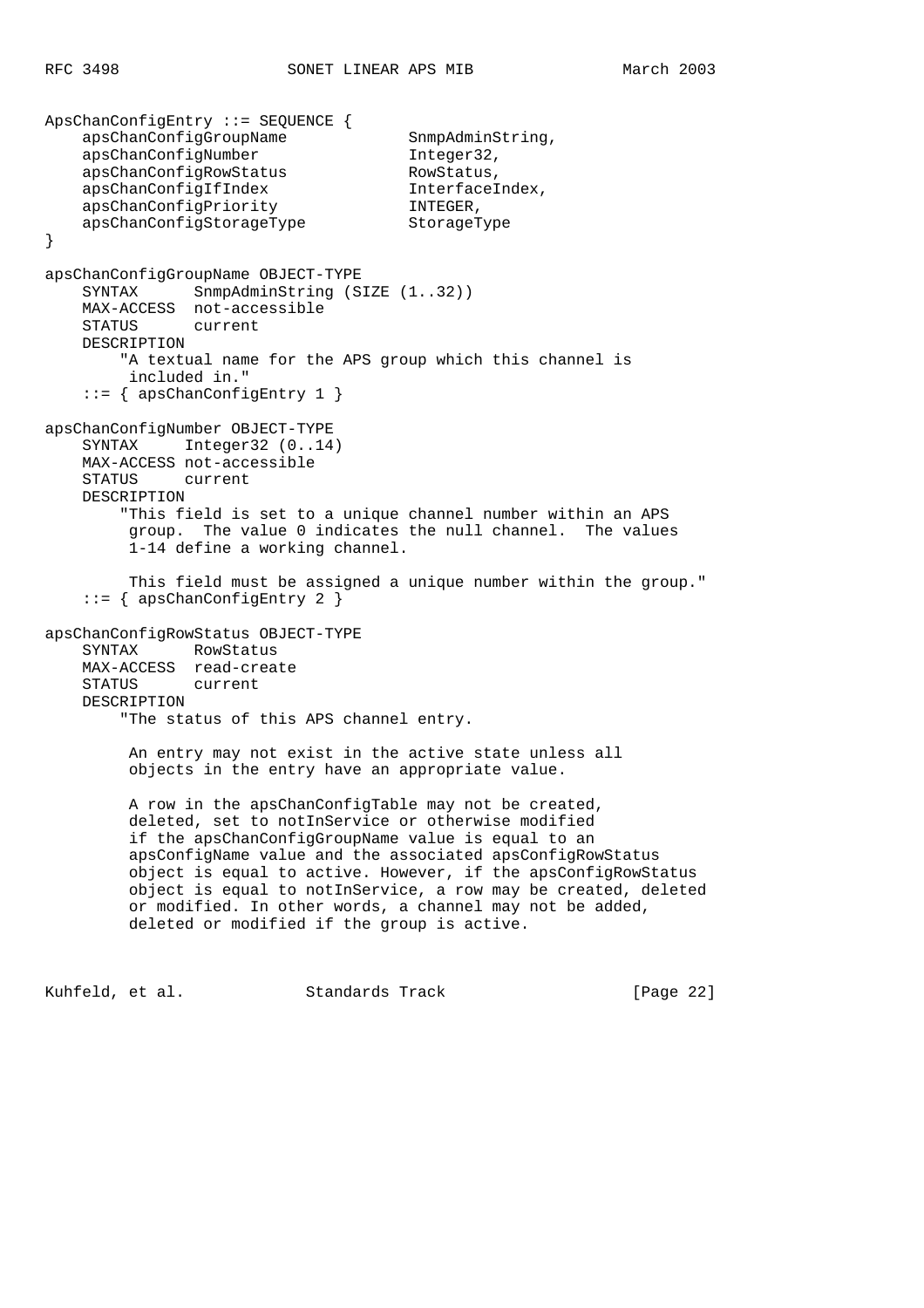```
ApsChanConfigEntry ::= SEQUENCE {
    apsChanConfigGroupName             SnmpAdminString,
    apsChanConfigNumber                Integer32,
    apsChanConfigRowStatus             RowStatus,
    apsChanConfigIfIndex               InterfaceIndex,
    apsChanConfigPriority              INTEGER,
    apsChanConfigStorageType           StorageType
}

apsChanConfigGroupName OBJECT-TYPE
    SYNTAX      SnmpAdminString (SIZE (1..32))
    MAX-ACCESS  not-accessible
    STATUS      current
    DESCRIPTION
        "A textual name for the APS group which this channel is
         included in."
    ::= { apsChanConfigEntry 1 }

apsChanConfigNumber OBJECT-TYPE
    SYNTAX     Integer32 (0..14)
    MAX-ACCESS not-accessible
    STATUS     current
    DESCRIPTION
        "This field is set to a unique channel number within an APS
         group.  The value 0 indicates the null channel.  The values
         1-14 define a working channel.

         This field must be assigned a unique number within the group."
    ::= { apsChanConfigEntry 2 }

apsChanConfigRowStatus OBJECT-TYPE
    SYNTAX      RowStatus
    MAX-ACCESS  read-create
    STATUS      current
    DESCRIPTION
        "The status of this APS channel entry.

         An entry may not exist in the active state unless all
         objects in the entry have an appropriate value.

         A row in the apsChanConfigTable may not be created,
         deleted, set to notInService or otherwise modified
         if the apsChanConfigGroupName value is equal to an
         apsConfigName value and the associated apsConfigRowStatus
         object is equal to active. However, if the apsConfigRowStatus
         object is equal to notInService, a row may be created, deleted
         or modified. In other words, a channel may not be added,
         deleted or modified if the group is active.
```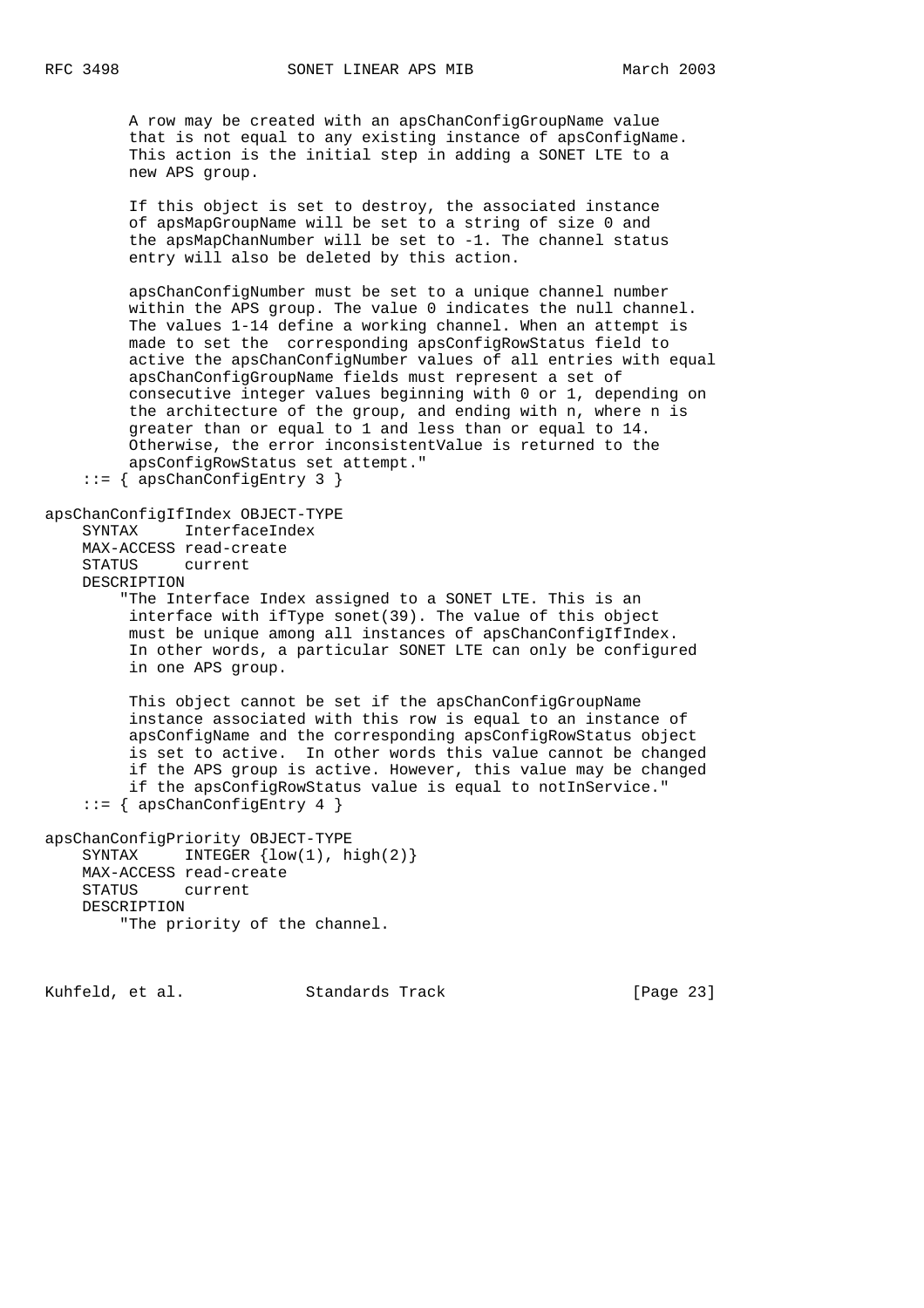```
         A row may be created with an apsChanConfigGroupName value
         that is not equal to any existing instance of apsConfigName.
         This action is the initial step in adding a SONET LTE to a
         new APS group.

         If this object is set to destroy, the associated instance
         of apsMapGroupName will be set to a string of size 0 and
         the apsMapChanNumber will be set to -1. The channel status
         entry will also be deleted by this action.

         apsChanConfigNumber must be set to a unique channel number
         within the APS group. The value 0 indicates the null channel.
         The values 1-14 define a working channel. When an attempt is
         made to set the  corresponding apsConfigRowStatus field to
         active the apsChanConfigNumber values of all entries with equal
         apsChanConfigGroupName fields must represent a set of
         consecutive integer values beginning with 0 or 1, depending on
         the architecture of the group, and ending with n, where n is
         greater than or equal to 1 and less than or equal to 14.
         Otherwise, the error inconsistentValue is returned to the
         apsConfigRowStatus set attempt."
    ::= { apsChanConfigEntry 3 }

apsChanConfigIfIndex OBJECT-TYPE
    SYNTAX      InterfaceIndex
    MAX-ACCESS read-create
    STATUS      current
    DESCRIPTION
        "The Interface Index assigned to a SONET LTE. This is an
         interface with ifType sonet(39). The value of this object
         must be unique among all instances of apsChanConfigIfIndex.
         In other words, a particular SONET LTE can only be configured
         in one APS group.

         This object cannot be set if the apsChanConfigGroupName
         instance associated with this row is equal to an instance of
         apsConfigName and the corresponding apsConfigRowStatus object
         is set to active.  In other words this value cannot be changed
         if the APS group is active. However, this value may be changed
         if the apsConfigRowStatus value is equal to notInService."
    ::= { apsChanConfigEntry 4 }

apsChanConfigPriority OBJECT-TYPE
    SYNTAX      INTEGER {low(1), high(2)}
    MAX-ACCESS read-create
    STATUS      current
    DESCRIPTION
        "The priority of the channel.
```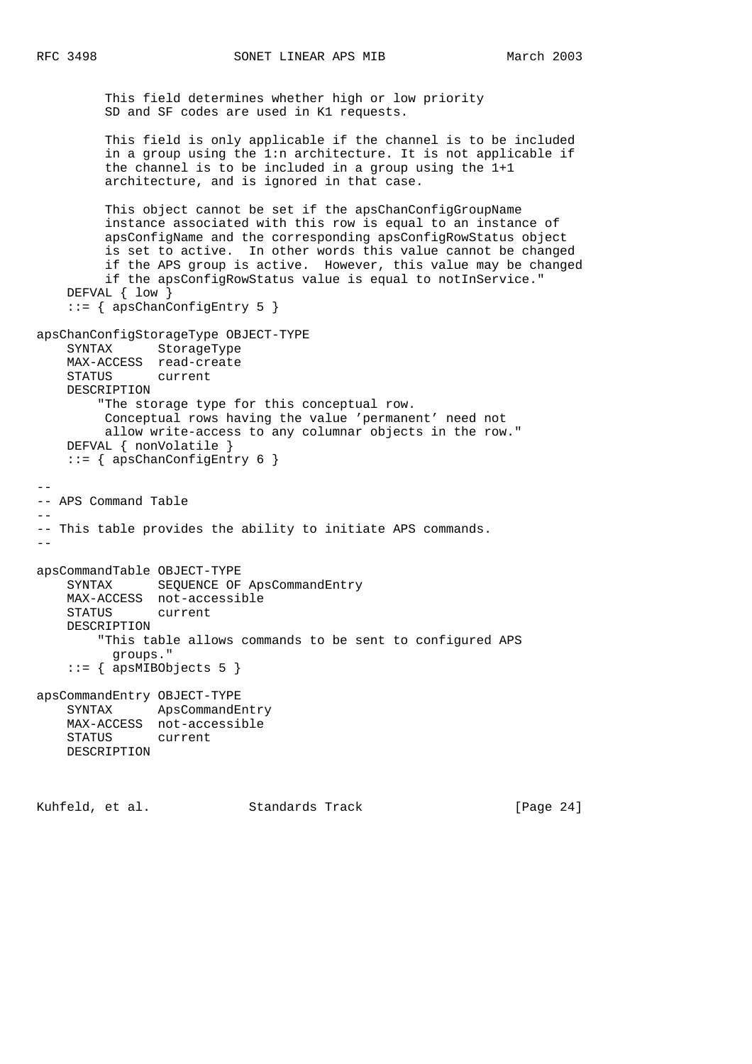```
         This field determines whether high or low priority
         SD and SF codes are used in K1 requests.

         This field is only applicable if the channel is to be included
         in a group using the 1:n architecture. It is not applicable if
         the channel is to be included in a group using the 1+1
         architecture, and is ignored in that case.

         This object cannot be set if the apsChanConfigGroupName
         instance associated with this row is equal to an instance of
         apsConfigName and the corresponding apsConfigRowStatus object
         is set to active.  In other words this value cannot be changed
         if the APS group is active.  However, this value may be changed
         if the apsConfigRowStatus value is equal to notInService."
    DEFVAL { low }
    ::= { apsChanConfigEntry 5 }

apsChanConfigStorageType OBJECT-TYPE
    SYNTAX      StorageType
    MAX-ACCESS  read-create
    STATUS      current
    DESCRIPTION
        "The storage type for this conceptual row.
         Conceptual rows having the value 'permanent' need not
         allow write-access to any columnar objects in the row."
    DEFVAL { nonVolatile }
    ::= { apsChanConfigEntry 6 }

--
-- APS Command Table
--
-- This table provides the ability to initiate APS commands.
--

apsCommandTable OBJECT-TYPE
    SYNTAX      SEQUENCE OF ApsCommandEntry
    MAX-ACCESS  not-accessible
    STATUS      current
    DESCRIPTION
        "This table allows commands to be sent to configured APS
          groups."
    ::= { apsMIBObjects 5 }

apsCommandEntry OBJECT-TYPE
    SYNTAX      ApsCommandEntry
    MAX-ACCESS  not-accessible
    STATUS      current
    DESCRIPTION
```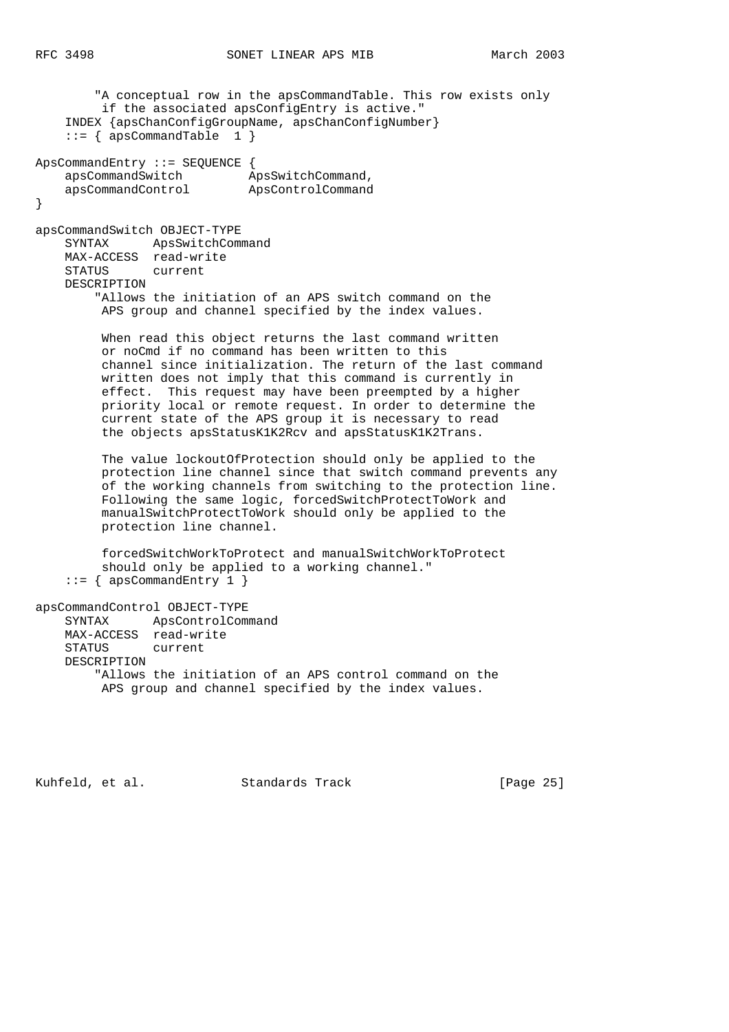```
        "A conceptual row in the apsCommandTable. This row exists only
         if the associated apsConfigEntry is active."
    INDEX {apsChanConfigGroupName, apsChanConfigNumber}
    ::= { apsCommandTable  1 }

ApsCommandEntry ::= SEQUENCE {
    apsCommandSwitch         ApsSwitchCommand,
    apsCommandControl        ApsControlCommand
}

apsCommandSwitch OBJECT-TYPE
    SYNTAX      ApsSwitchCommand
    MAX-ACCESS  read-write
    STATUS      current
    DESCRIPTION
        "Allows the initiation of an APS switch command on the
         APS group and channel specified by the index values.

         When read this object returns the last command written
         or noCmd if no command has been written to this
         channel since initialization. The return of the last command
         written does not imply that this command is currently in
         effect.  This request may have been preempted by a higher
         priority local or remote request. In order to determine the
         current state of the APS group it is necessary to read
         the objects apsStatusK1K2Rcv and apsStatusK1K2Trans.

         The value lockoutOfProtection should only be applied to the
         protection line channel since that switch command prevents any
         of the working channels from switching to the protection line.
         Following the same logic, forcedSwitchProtectToWork and
         manualSwitchProtectToWork should only be applied to the
         protection line channel.

         forcedSwitchWorkToProtect and manualSwitchWorkToProtect
         should only be applied to a working channel."
    ::= { apsCommandEntry 1 }

apsCommandControl OBJECT-TYPE
    SYNTAX      ApsControlCommand
    MAX-ACCESS  read-write
    STATUS      current
    DESCRIPTION
        "Allows the initiation of an APS control command on the
         APS group and channel specified by the index values.
```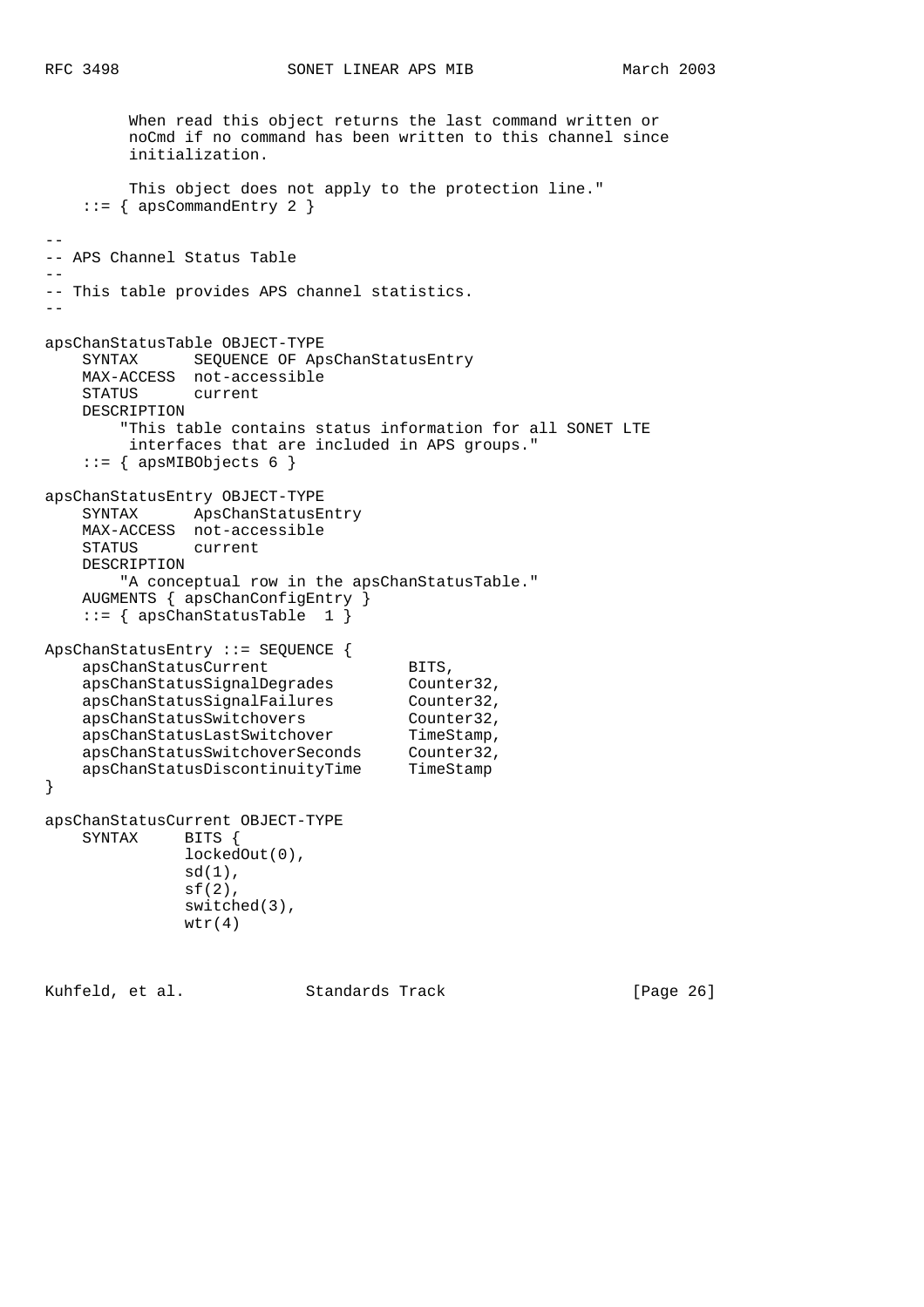```
         When read this object returns the last command written or
         noCmd if no command has been written to this channel since
         initialization.

         This object does not apply to the protection line."
    ::= { apsCommandEntry 2 }

--
-- APS Channel Status Table
--
-- This table provides APS channel statistics.
--

apsChanStatusTable OBJECT-TYPE
    SYNTAX      SEQUENCE OF ApsChanStatusEntry
    MAX-ACCESS  not-accessible
    STATUS      current
    DESCRIPTION
        "This table contains status information for all SONET LTE
         interfaces that are included in APS groups."
    ::= { apsMIBObjects 6 }

apsChanStatusEntry OBJECT-TYPE
    SYNTAX      ApsChanStatusEntry
    MAX-ACCESS  not-accessible
    STATUS      current
    DESCRIPTION
        "A conceptual row in the apsChanStatusTable."
    AUGMENTS { apsChanConfigEntry }
    ::= { apsChanStatusTable  1 }

ApsChanStatusEntry ::= SEQUENCE {
    apsChanStatusCurrent              BITS,
    apsChanStatusSignalDegrades       Counter32,
    apsChanStatusSignalFailures       Counter32,
    apsChanStatusSwitchovers          Counter32,
    apsChanStatusLastSwitchover       TimeStamp,
    apsChanStatusSwitchoverSeconds    Counter32,
    apsChanStatusDiscontinuityTime    TimeStamp
}

apsChanStatusCurrent OBJECT-TYPE
    SYNTAX     BITS {
               lockedOut(0),
               sd(1),
               sf(2),
               switched(3),
               wtr(4)
```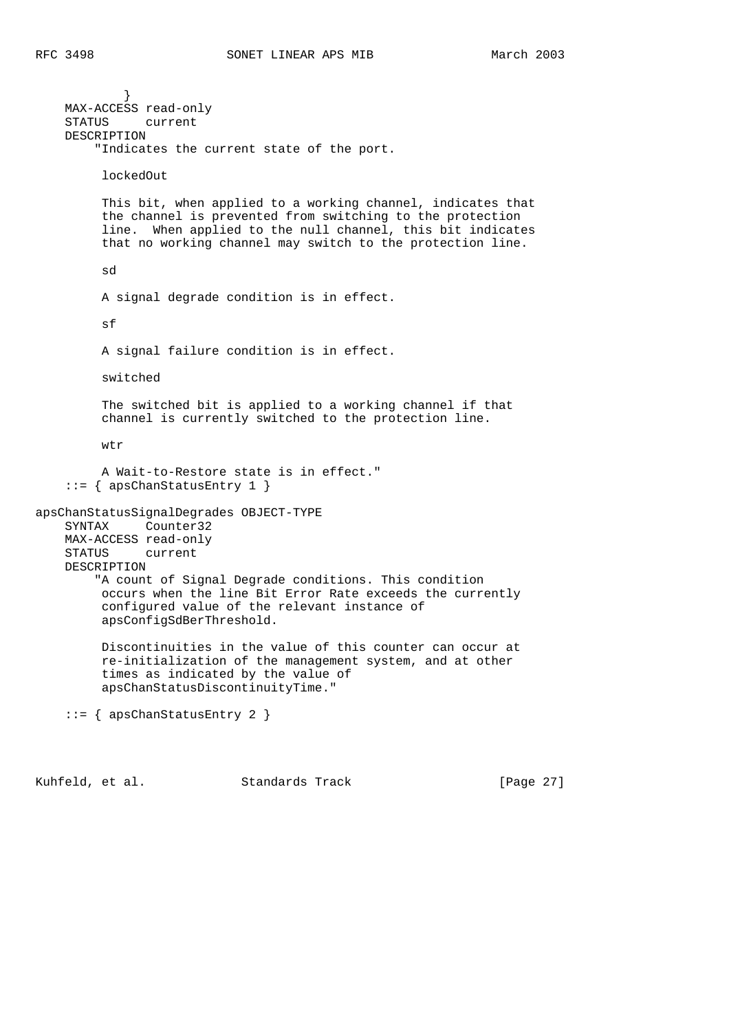```
            }
    MAX-ACCESS read-only
    STATUS     current
    DESCRIPTION
        "Indicates the current state of the port.

         lockedOut

         This bit, when applied to a working channel, indicates that
         the channel is prevented from switching to the protection
         line.  When applied to the null channel, this bit indicates
         that no working channel may switch to the protection line.

         sd

         A signal degrade condition is in effect.

         sf

         A signal failure condition is in effect.

         switched

         The switched bit is applied to a working channel if that
         channel is currently switched to the protection line.

         wtr

         A Wait-to-Restore state is in effect."
    ::= { apsChanStatusEntry 1 }

apsChanStatusSignalDegrades OBJECT-TYPE
    SYNTAX     Counter32
    MAX-ACCESS read-only
    STATUS     current
    DESCRIPTION
        "A count of Signal Degrade conditions. This condition
         occurs when the line Bit Error Rate exceeds the currently
         configured value of the relevant instance of
         apsConfigSdBerThreshold.

         Discontinuities in the value of this counter can occur at
         re-initialization of the management system, and at other
         times as indicated by the value of
         apsChanStatusDiscontinuityTime."

    ::= { apsChanStatusEntry 2 }
```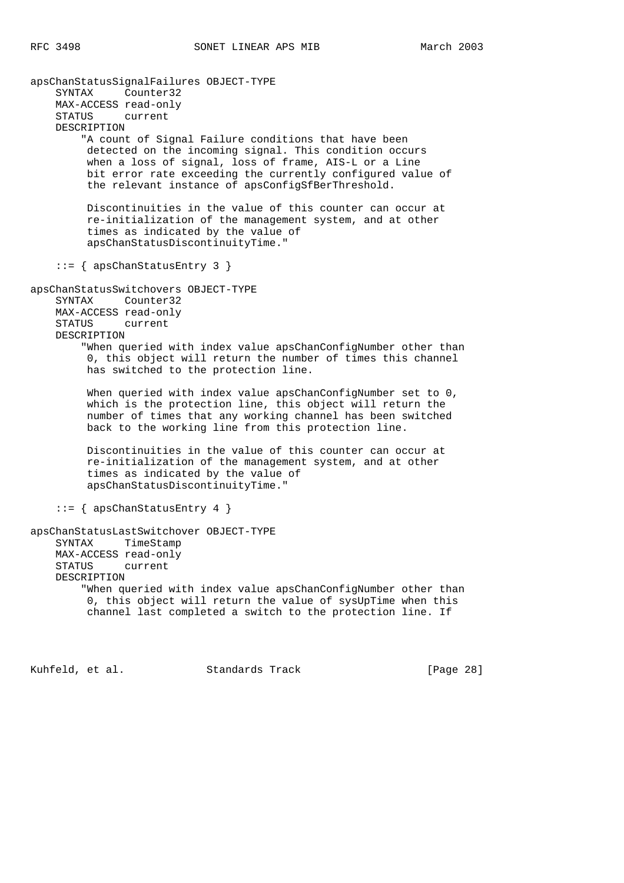```
apsChanStatusSignalFailures OBJECT-TYPE
    SYNTAX     Counter32
    MAX-ACCESS read-only
    STATUS     current
    DESCRIPTION
        "A count of Signal Failure conditions that have been
         detected on the incoming signal. This condition occurs
         when a loss of signal, loss of frame, AIS-L or a Line
         bit error rate exceeding the currently configured value of
         the relevant instance of apsConfigSfBerThreshold.

         Discontinuities in the value of this counter can occur at
         re-initialization of the management system, and at other
         times as indicated by the value of
         apsChanStatusDiscontinuityTime."

    ::= { apsChanStatusEntry 3 }

apsChanStatusSwitchovers OBJECT-TYPE
    SYNTAX     Counter32
    MAX-ACCESS read-only
    STATUS     current
    DESCRIPTION
        "When queried with index value apsChanConfigNumber other than
         0, this object will return the number of times this channel
         has switched to the protection line.

         When queried with index value apsChanConfigNumber set to 0,
         which is the protection line, this object will return the
         number of times that any working channel has been switched
         back to the working line from this protection line.

         Discontinuities in the value of this counter can occur at
         re-initialization of the management system, and at other
         times as indicated by the value of
         apsChanStatusDiscontinuityTime."

    ::= { apsChanStatusEntry 4 }

apsChanStatusLastSwitchover OBJECT-TYPE
    SYNTAX     TimeStamp
    MAX-ACCESS read-only
    STATUS     current
    DESCRIPTION
        "When queried with index value apsChanConfigNumber other than
         0, this object will return the value of sysUpTime when this
         channel last completed a switch to the protection line. If
```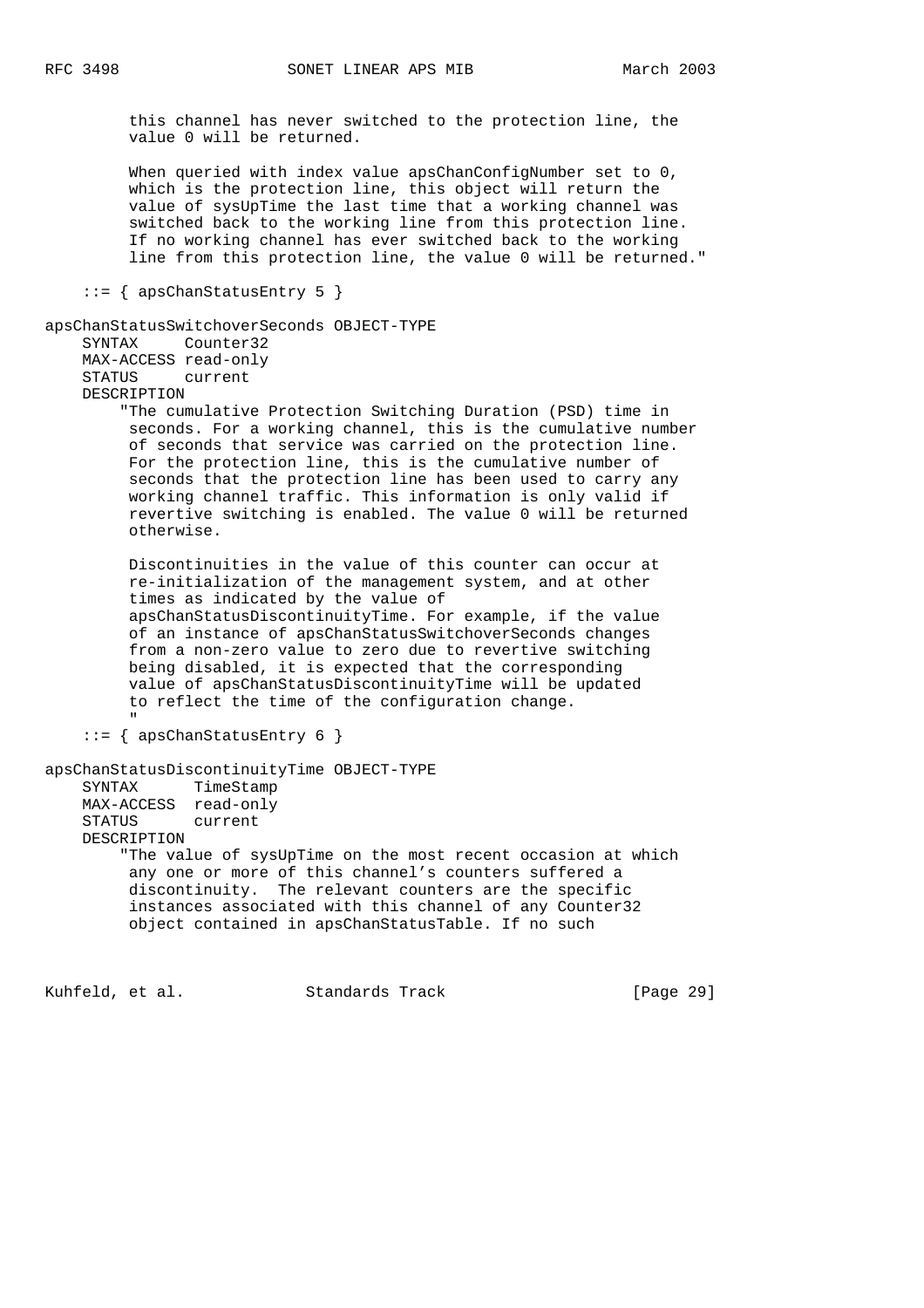```
         this channel has never switched to the protection line, the
         value 0 will be returned.

         When queried with index value apsChanConfigNumber set to 0,
         which is the protection line, this object will return the
         value of sysUpTime the last time that a working channel was
         switched back to the working line from this protection line.
         If no working channel has ever switched back to the working
         line from this protection line, the value 0 will be returned."

    ::= { apsChanStatusEntry 5 }

apsChanStatusSwitchoverSeconds OBJECT-TYPE
    SYNTAX     Counter32
    MAX-ACCESS read-only
    STATUS     current
    DESCRIPTION
        "The cumulative Protection Switching Duration (PSD) time in
         seconds. For a working channel, this is the cumulative number
         of seconds that service was carried on the protection line.
         For the protection line, this is the cumulative number of
         seconds that the protection line has been used to carry any
         working channel traffic. This information is only valid if
         revertive switching is enabled. The value 0 will be returned
         otherwise.

         Discontinuities in the value of this counter can occur at
         re-initialization of the management system, and at other
         times as indicated by the value of
         apsChanStatusDiscontinuityTime. For example, if the value
         of an instance of apsChanStatusSwitchoverSeconds changes
         from a non-zero value to zero due to revertive switching
         being disabled, it is expected that the corresponding
         value of apsChanStatusDiscontinuityTime will be updated
         to reflect the time of the configuration change.
         "
    ::= { apsChanStatusEntry 6 }

apsChanStatusDiscontinuityTime OBJECT-TYPE
    SYNTAX      TimeStamp
    MAX-ACCESS  read-only
    STATUS      current
    DESCRIPTION
        "The value of sysUpTime on the most recent occasion at which
         any one or more of this channel's counters suffered a
         discontinuity.  The relevant counters are the specific
         instances associated with this channel of any Counter32
         object contained in apsChanStatusTable. If no such
```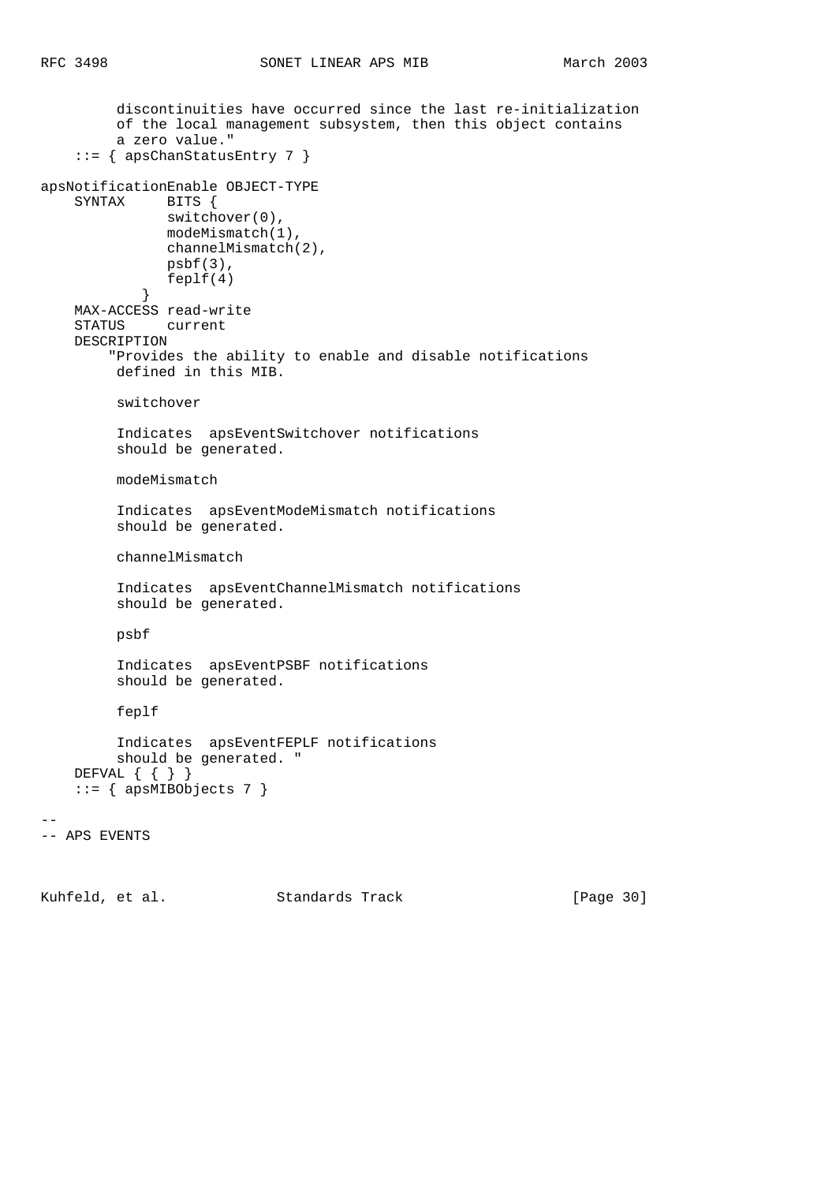```
         discontinuities have occurred since the last re-initialization
         of the local management subsystem, then this object contains
         a zero value."
    ::= { apsChanStatusEntry 7 }

apsNotificationEnable OBJECT-TYPE
    SYNTAX     BITS {
               switchover(0),
               modeMismatch(1),
               channelMismatch(2),
               psbf(3),
               feplf(4)
            }
    MAX-ACCESS read-write
    STATUS     current
    DESCRIPTION
        "Provides the ability to enable and disable notifications
         defined in this MIB.

         switchover

         Indicates  apsEventSwitchover notifications
         should be generated.

         modeMismatch

         Indicates  apsEventModeMismatch notifications
         should be generated.

         channelMismatch

         Indicates  apsEventChannelMismatch notifications
         should be generated.

         psbf

         Indicates  apsEventPSBF notifications
         should be generated.

         feplf

         Indicates  apsEventFEPLF notifications
         should be generated. "
    DEFVAL { { } }
    ::= { apsMIBObjects 7 }

--
-- APS EVENTS
```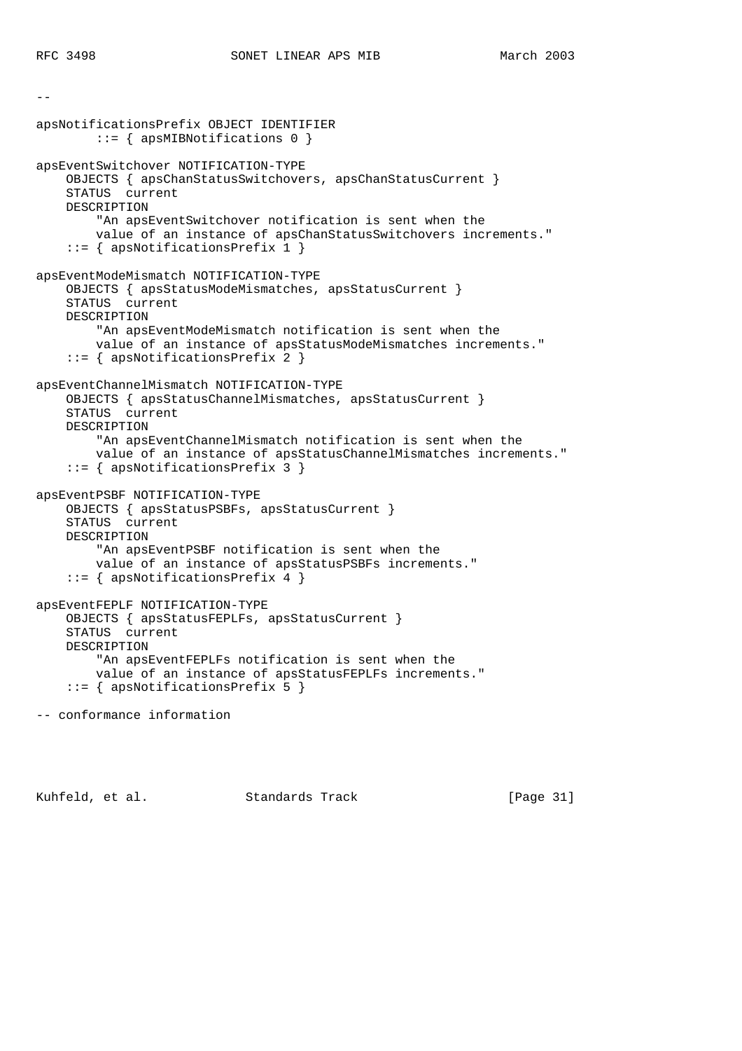```
--

apsNotificationsPrefix OBJECT IDENTIFIER
        ::= { apsMIBNotifications 0 }

apsEventSwitchover NOTIFICATION-TYPE
    OBJECTS { apsChanStatusSwitchovers, apsChanStatusCurrent }
    STATUS  current
    DESCRIPTION
        "An apsEventSwitchover notification is sent when the
        value of an instance of apsChanStatusSwitchovers increments."
    ::= { apsNotificationsPrefix 1 }

apsEventModeMismatch NOTIFICATION-TYPE
    OBJECTS { apsStatusModeMismatches, apsStatusCurrent }
    STATUS  current
    DESCRIPTION
        "An apsEventModeMismatch notification is sent when the
        value of an instance of apsStatusModeMismatches increments."
    ::= { apsNotificationsPrefix 2 }

apsEventChannelMismatch NOTIFICATION-TYPE
    OBJECTS { apsStatusChannelMismatches, apsStatusCurrent }
    STATUS  current
    DESCRIPTION
        "An apsEventChannelMismatch notification is sent when the
        value of an instance of apsStatusChannelMismatches increments."
    ::= { apsNotificationsPrefix 3 }

apsEventPSBF NOTIFICATION-TYPE
    OBJECTS { apsStatusPSBFs, apsStatusCurrent }
    STATUS  current
    DESCRIPTION
        "An apsEventPSBF notification is sent when the
        value of an instance of apsStatusPSBFs increments."
    ::= { apsNotificationsPrefix 4 }

apsEventFEPLF NOTIFICATION-TYPE
    OBJECTS { apsStatusFEPLFs, apsStatusCurrent }
    STATUS  current
    DESCRIPTION
        "An apsEventFEPLFs notification is sent when the
        value of an instance of apsStatusFEPLFs increments."
    ::= { apsNotificationsPrefix 5 }

-- conformance information
```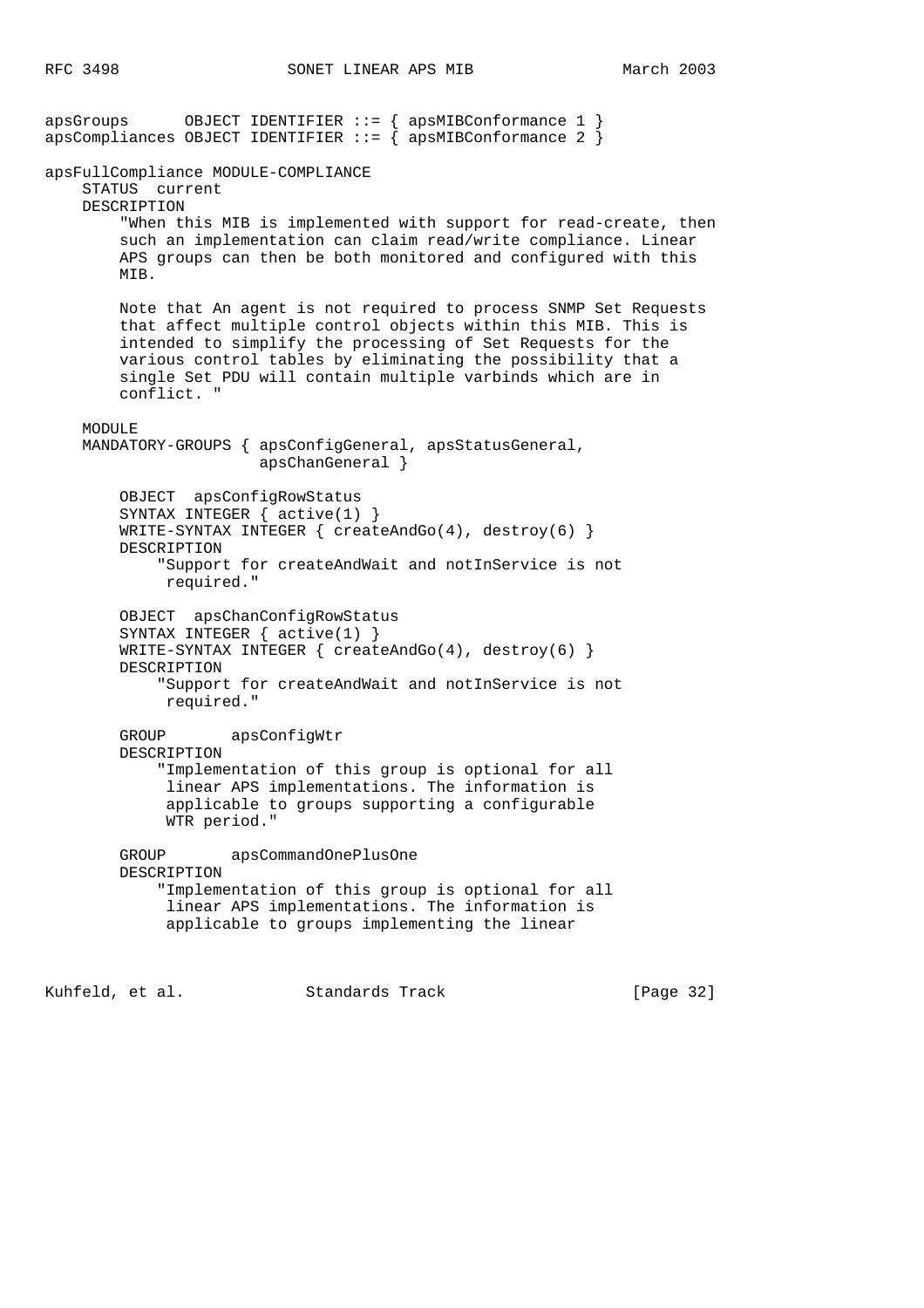```
apsGroups      OBJECT IDENTIFIER ::= { apsMIBConformance 1 }
apsCompliances OBJECT IDENTIFIER ::= { apsMIBConformance 2 }

apsFullCompliance MODULE-COMPLIANCE
    STATUS  current
    DESCRIPTION
        "When this MIB is implemented with support for read-create, then
        such an implementation can claim read/write compliance. Linear
        APS groups can then be both monitored and configured with this
        MIB.

        Note that An agent is not required to process SNMP Set Requests
        that affect multiple control objects within this MIB. This is
        intended to simplify the processing of Set Requests for the
        various control tables by eliminating the possibility that a
        single Set PDU will contain multiple varbinds which are in
        conflict. "

    MODULE
    MANDATORY-GROUPS { apsConfigGeneral, apsStatusGeneral,
                       apsChanGeneral }

        OBJECT  apsConfigRowStatus
        SYNTAX INTEGER { active(1) }
        WRITE-SYNTAX INTEGER { createAndGo(4), destroy(6) }
        DESCRIPTION
            "Support for createAndWait and notInService is not
             required."

        OBJECT  apsChanConfigRowStatus
        SYNTAX INTEGER { active(1) }
        WRITE-SYNTAX INTEGER { createAndGo(4), destroy(6) }
        DESCRIPTION
            "Support for createAndWait and notInService is not
             required."

        GROUP       apsConfigWtr
        DESCRIPTION
            "Implementation of this group is optional for all
             linear APS implementations. The information is
             applicable to groups supporting a configurable
             WTR period."

        GROUP       apsCommandOnePlusOne
        DESCRIPTION
            "Implementation of this group is optional for all
             linear APS implementations. The information is
             applicable to groups implementing the linear
```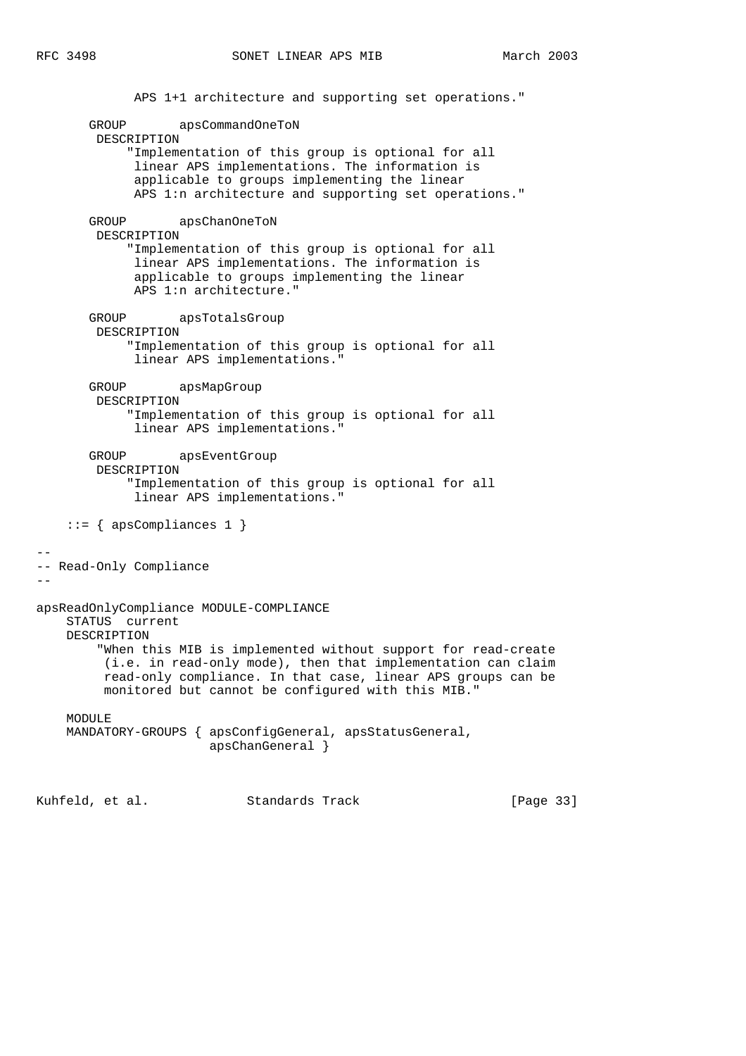```
             APS 1+1 architecture and supporting set operations."

       GROUP       apsCommandOneToN
        DESCRIPTION
            "Implementation of this group is optional for all
             linear APS implementations. The information is
             applicable to groups implementing the linear
             APS 1:n architecture and supporting set operations."

       GROUP       apsChanOneToN
        DESCRIPTION
            "Implementation of this group is optional for all
             linear APS implementations. The information is
             applicable to groups implementing the linear
             APS 1:n architecture."

       GROUP       apsTotalsGroup
        DESCRIPTION
            "Implementation of this group is optional for all
             linear APS implementations."

       GROUP       apsMapGroup
        DESCRIPTION
            "Implementation of this group is optional for all
             linear APS implementations."

       GROUP       apsEventGroup
        DESCRIPTION
            "Implementation of this group is optional for all
             linear APS implementations."

    ::= { apsCompliances 1 }

--
-- Read-Only Compliance
--

apsReadOnlyCompliance MODULE-COMPLIANCE
    STATUS  current
    DESCRIPTION
        "When this MIB is implemented without support for read-create
         (i.e. in read-only mode), then that implementation can claim
         read-only compliance. In that case, linear APS groups can be
         monitored but cannot be configured with this MIB."

    MODULE
    MANDATORY-GROUPS { apsConfigGeneral, apsStatusGeneral,
                       apsChanGeneral }
```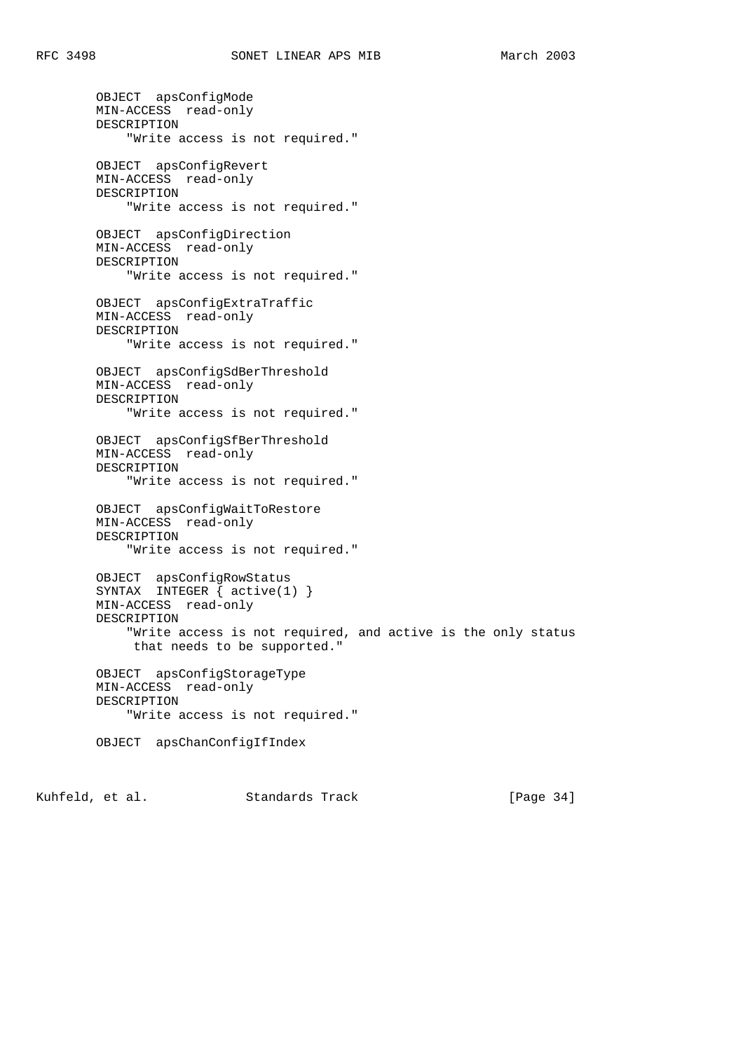```
        OBJECT  apsConfigMode
        MIN-ACCESS  read-only
        DESCRIPTION
            "Write access is not required."

        OBJECT  apsConfigRevert
        MIN-ACCESS  read-only
        DESCRIPTION
            "Write access is not required."

        OBJECT  apsConfigDirection
        MIN-ACCESS  read-only
        DESCRIPTION
            "Write access is not required."

        OBJECT  apsConfigExtraTraffic
        MIN-ACCESS  read-only
        DESCRIPTION
            "Write access is not required."

        OBJECT  apsConfigSdBerThreshold
        MIN-ACCESS  read-only
        DESCRIPTION
            "Write access is not required."

        OBJECT  apsConfigSfBerThreshold
        MIN-ACCESS  read-only
        DESCRIPTION
            "Write access is not required."

        OBJECT  apsConfigWaitToRestore
        MIN-ACCESS  read-only
        DESCRIPTION
            "Write access is not required."

        OBJECT  apsConfigRowStatus
        SYNTAX  INTEGER { active(1) }
        MIN-ACCESS  read-only
        DESCRIPTION
            "Write access is not required, and active is the only status
             that needs to be supported."

        OBJECT  apsConfigStorageType
        MIN-ACCESS  read-only
        DESCRIPTION
            "Write access is not required."

        OBJECT  apsChanConfigIfIndex
```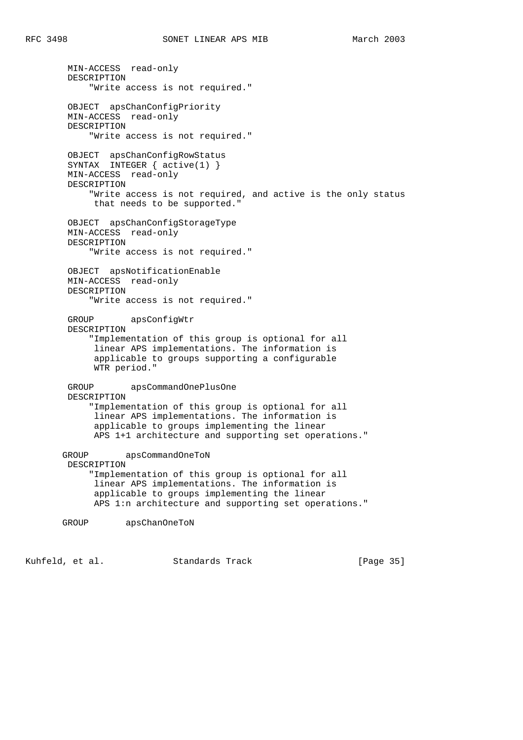```
        MIN-ACCESS  read-only
        DESCRIPTION
            "Write access is not required."

        OBJECT  apsChanConfigPriority
        MIN-ACCESS  read-only
        DESCRIPTION
            "Write access is not required."

        OBJECT  apsChanConfigRowStatus
        SYNTAX  INTEGER { active(1) }
        MIN-ACCESS  read-only
        DESCRIPTION
            "Write access is not required, and active is the only status
             that needs to be supported."

        OBJECT  apsChanConfigStorageType
        MIN-ACCESS  read-only
        DESCRIPTION
            "Write access is not required."

        OBJECT  apsNotificationEnable
        MIN-ACCESS  read-only
        DESCRIPTION
            "Write access is not required."

        GROUP       apsConfigWtr
        DESCRIPTION
            "Implementation of this group is optional for all
             linear APS implementations. The information is
             applicable to groups supporting a configurable
             WTR period."

        GROUP       apsCommandOnePlusOne
        DESCRIPTION
            "Implementation of this group is optional for all
             linear APS implementations. The information is
             applicable to groups implementing the linear
             APS 1+1 architecture and supporting set operations."

       GROUP       apsCommandOneToN
        DESCRIPTION
            "Implementation of this group is optional for all
             linear APS implementations. The information is
             applicable to groups implementing the linear
             APS 1:n architecture and supporting set operations."

       GROUP       apsChanOneToN
```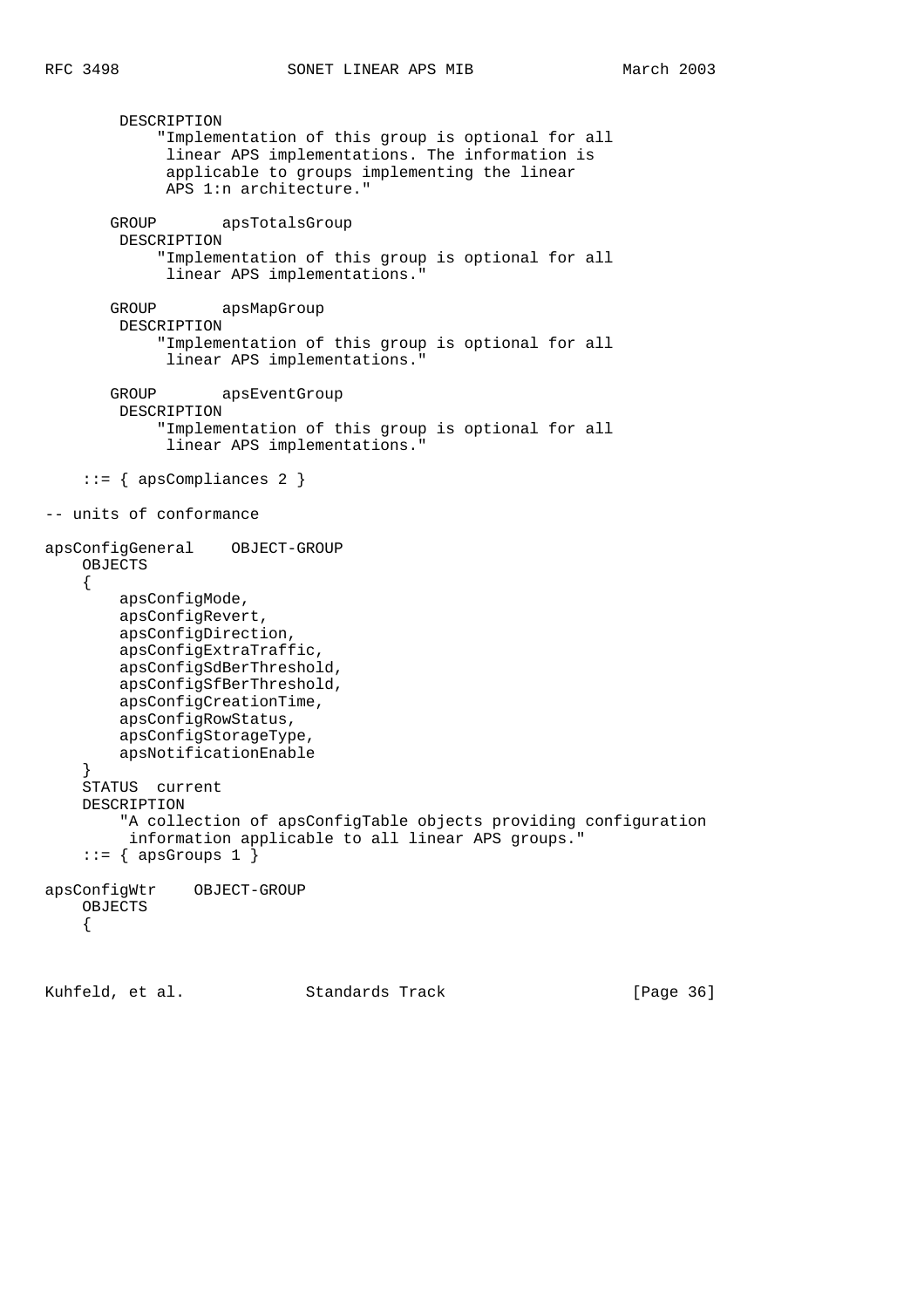```
        DESCRIPTION
            "Implementation of this group is optional for all
             linear APS implementations. The information is
             applicable to groups implementing the linear
             APS 1:n architecture."

       GROUP       apsTotalsGroup
        DESCRIPTION
            "Implementation of this group is optional for all
             linear APS implementations."

       GROUP       apsMapGroup
        DESCRIPTION
            "Implementation of this group is optional for all
             linear APS implementations."

       GROUP       apsEventGroup
        DESCRIPTION
            "Implementation of this group is optional for all
             linear APS implementations."

    ::= { apsCompliances 2 }

-- units of conformance

apsConfigGeneral    OBJECT-GROUP
    OBJECTS
    {
        apsConfigMode,
        apsConfigRevert,
        apsConfigDirection,
        apsConfigExtraTraffic,
        apsConfigSdBerThreshold,
        apsConfigSfBerThreshold,
        apsConfigCreationTime,
        apsConfigRowStatus,
        apsConfigStorageType,
        apsNotificationEnable
    }
    STATUS  current
    DESCRIPTION
        "A collection of apsConfigTable objects providing configuration
         information applicable to all linear APS groups."
    ::= { apsGroups 1 }

apsConfigWtr    OBJECT-GROUP
    OBJECTS
    {
```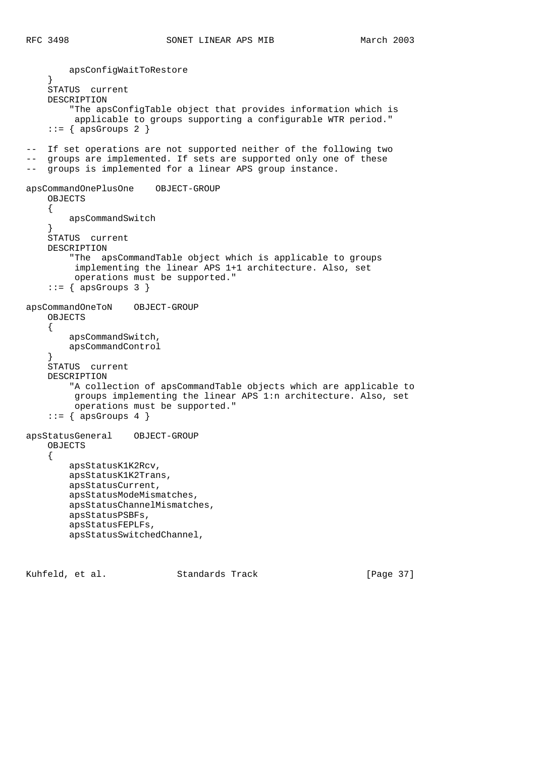```
        apsConfigWaitToRestore
    }
    STATUS  current
    DESCRIPTION
        "The apsConfigTable object that provides information which is
         applicable to groups supporting a configurable WTR period."
    ::= { apsGroups 2 }

--  If set operations are not supported neither of the following two
--  groups are implemented. If sets are supported only one of these
--  groups is implemented for a linear APS group instance.

apsCommandOnePlusOne    OBJECT-GROUP
    OBJECTS
    {
        apsCommandSwitch
    }
    STATUS  current
    DESCRIPTION
        "The  apsCommandTable object which is applicable to groups
         implementing the linear APS 1+1 architecture. Also, set
         operations must be supported."
    ::= { apsGroups 3 }

apsCommandOneToN    OBJECT-GROUP
    OBJECTS
    {
        apsCommandSwitch,
        apsCommandControl
    }
    STATUS  current
    DESCRIPTION
        "A collection of apsCommandTable objects which are applicable to
         groups implementing the linear APS 1:n architecture. Also, set
         operations must be supported."
    ::= { apsGroups 4 }

apsStatusGeneral    OBJECT-GROUP
    OBJECTS
    {
        apsStatusK1K2Rcv,
        apsStatusK1K2Trans,
        apsStatusCurrent,
        apsStatusModeMismatches,
        apsStatusChannelMismatches,
        apsStatusPSBFs,
        apsStatusFEPLFs,
        apsStatusSwitchedChannel,
```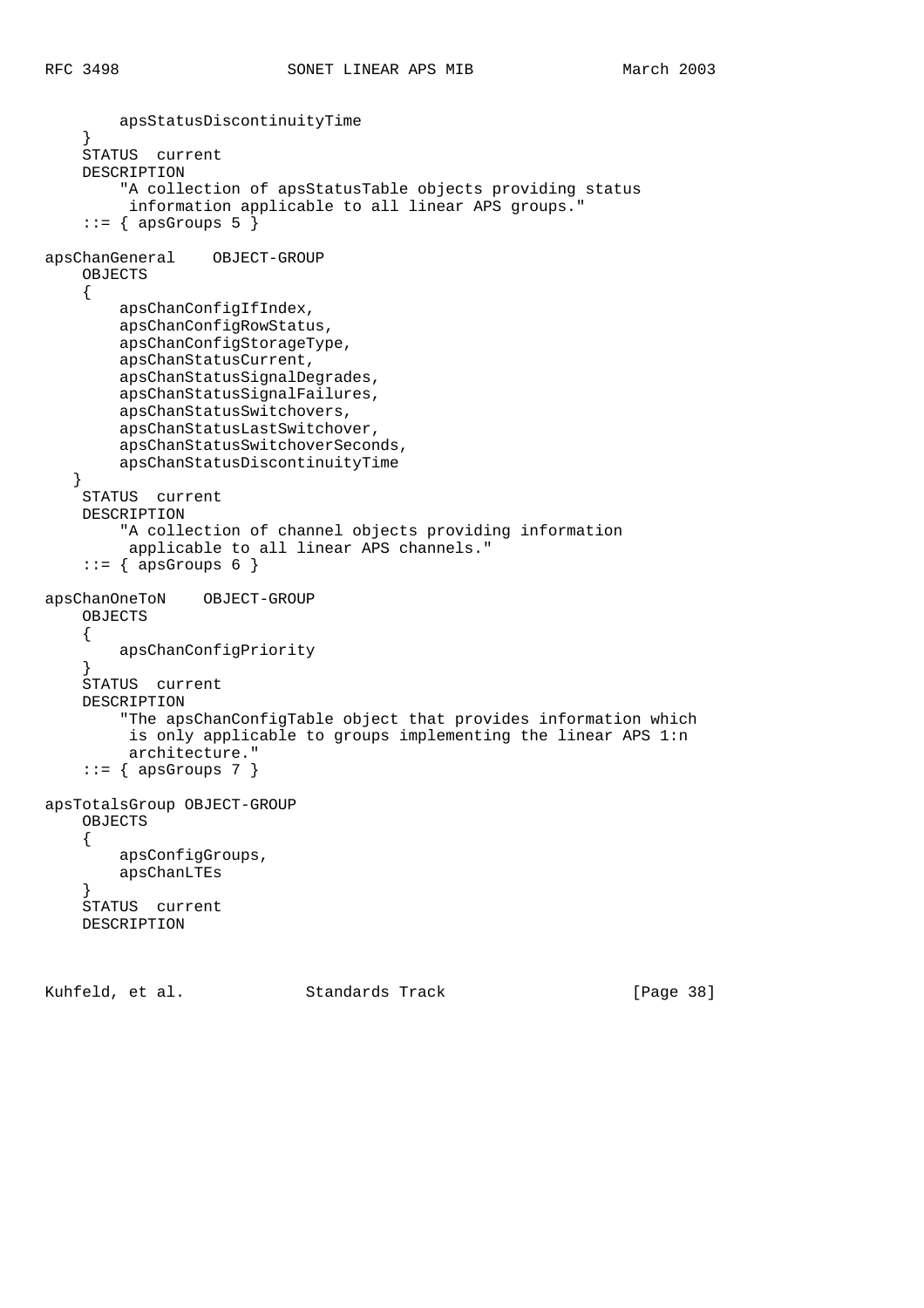```
        apsStatusDiscontinuityTime
    }
    STATUS  current
    DESCRIPTION
        "A collection of apsStatusTable objects providing status
         information applicable to all linear APS groups."
    ::= { apsGroups 5 }

apsChanGeneral    OBJECT-GROUP
    OBJECTS
    {
        apsChanConfigIfIndex,
        apsChanConfigRowStatus,
        apsChanConfigStorageType,
        apsChanStatusCurrent,
        apsChanStatusSignalDegrades,
        apsChanStatusSignalFailures,
        apsChanStatusSwitchovers,
        apsChanStatusLastSwitchover,
        apsChanStatusSwitchoverSeconds,
        apsChanStatusDiscontinuityTime
   }
    STATUS  current
    DESCRIPTION
        "A collection of channel objects providing information
         applicable to all linear APS channels."
    ::= { apsGroups 6 }

apsChanOneToN    OBJECT-GROUP
    OBJECTS
    {
        apsChanConfigPriority
    }
    STATUS  current
    DESCRIPTION
        "The apsChanConfigTable object that provides information which
         is only applicable to groups implementing the linear APS 1:n
         architecture."
    ::= { apsGroups 7 }

apsTotalsGroup OBJECT-GROUP
    OBJECTS
    {
        apsConfigGroups,
        apsChanLTEs
    }
    STATUS  current
    DESCRIPTION
```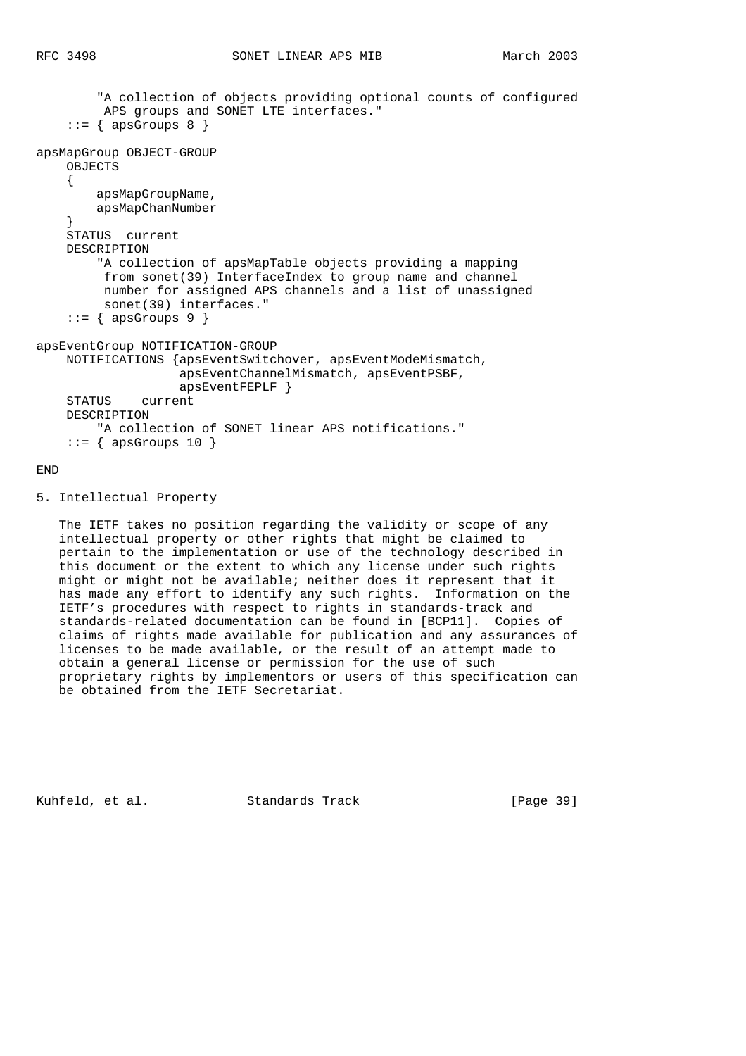```
        "A collection of objects providing optional counts of configured
         APS groups and SONET LTE interfaces."
    ::= { apsGroups 8 }

apsMapGroup OBJECT-GROUP
    OBJECTS
    {
        apsMapGroupName,
        apsMapChanNumber
    }
    STATUS  current
    DESCRIPTION
        "A collection of apsMapTable objects providing a mapping
         from sonet(39) InterfaceIndex to group name and channel
         number for assigned APS channels and a list of unassigned
         sonet(39) interfaces."
    ::= { apsGroups 9 }

apsEventGroup NOTIFICATION-GROUP
    NOTIFICATIONS {apsEventSwitchover, apsEventModeMismatch,
                   apsEventChannelMismatch, apsEventPSBF,
                   apsEventFEPLF }
    STATUS    current
    DESCRIPTION
        "A collection of SONET linear APS notifications."
    ::= { apsGroups 10 }

END
```

## 5. Intellectual Property

The IETF takes no position regarding the validity or scope of any intellectual property or other rights that might be claimed to pertain to the implementation or use of the technology described in this document or the extent to which any license under such rights might or might not be available; neither does it represent that it has made any effort to identify any such rights. Information on the IETF's procedures with respect to rights in standards-track and standards-related documentation can be found in [BCP11]. Copies of claims of rights made available for publication and any assurances of licenses to be made available, or the result of an attempt made to obtain a general license or permission for the use of such proprietary rights by implementors or users of this specification can be obtained from the IETF Secretariat.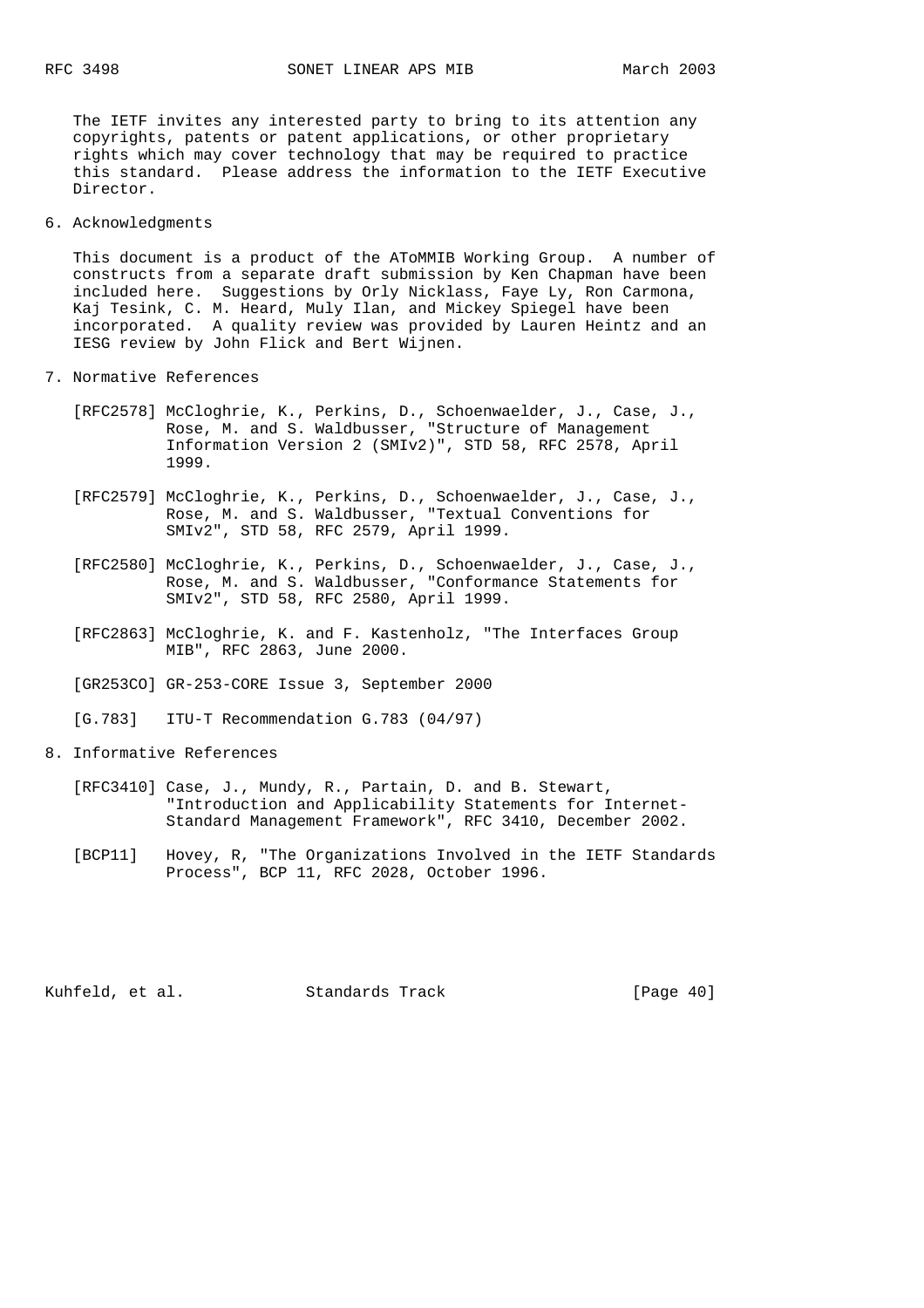The IETF invites any interested party to bring to its attention any copyrights, patents or patent applications, or other proprietary rights which may cover technology that may be required to practice this standard. Please address the information to the IETF Executive Director.

## 6. Acknowledgments

This document is a product of the AToMMIB Working Group. A number of constructs from a separate draft submission by Ken Chapman have been included here. Suggestions by Orly Nicklass, Faye Ly, Ron Carmona, Kaj Tesink, C. M. Heard, Muly Ilan, and Mickey Spiegel have been incorporated. A quality review was provided by Lauren Heintz and an IESG review by John Flick and Bert Wijnen.

## 7. Normative References

[RFC2578] McCloghrie, K., Perkins, D., Schoenwaelder, J., Case, J., Rose, M. and S. Waldbusser, "Structure of Management Information Version 2 (SMIv2)", STD 58, RFC 2578, April 1999.

[RFC2579] McCloghrie, K., Perkins, D., Schoenwaelder, J., Case, J., Rose, M. and S. Waldbusser, "Textual Conventions for SMIv2", STD 58, RFC 2579, April 1999.

[RFC2580] McCloghrie, K., Perkins, D., Schoenwaelder, J., Case, J., Rose, M. and S. Waldbusser, "Conformance Statements for SMIv2", STD 58, RFC 2580, April 1999.

[RFC2863] McCloghrie, K. and F. Kastenholz, "The Interfaces Group MIB", RFC 2863, June 2000.

[GR253CO] GR-253-CORE Issue 3, September 2000

[G.783] ITU-T Recommendation G.783 (04/97)

## 8. Informative References

[RFC3410] Case, J., Mundy, R., Partain, D. and B. Stewart, "Introduction and Applicability Statements for Internet-Standard Management Framework", RFC 3410, December 2002.

[BCP11] Hovey, R, "The Organizations Involved in the IETF Standards Process", BCP 11, RFC 2028, October 1996.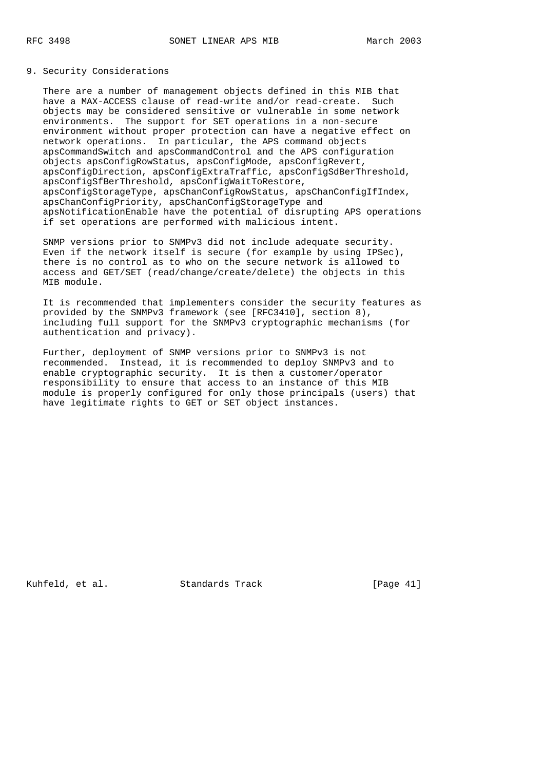## 9. Security Considerations

There are a number of management objects defined in this MIB that have a MAX-ACCESS clause of read-write and/or read-create. Such objects may be considered sensitive or vulnerable in some network environments. The support for SET operations in a non-secure environment without proper protection can have a negative effect on network operations. In particular, the APS command objects apsCommandSwitch and apsCommandControl and the APS configuration objects apsConfigRowStatus, apsConfigMode, apsConfigRevert, apsConfigDirection, apsConfigExtraTraffic, apsConfigSdBerThreshold, apsConfigSfBerThreshold, apsConfigWaitToRestore, apsConfigStorageType, apsChanConfigRowStatus, apsChanConfigIfIndex, apsChanConfigPriority, apsChanConfigStorageType and apsNotificationEnable have the potential of disrupting APS operations if set operations are performed with malicious intent.

SNMP versions prior to SNMPv3 did not include adequate security. Even if the network itself is secure (for example by using IPSec), there is no control as to who on the secure network is allowed to access and GET/SET (read/change/create/delete) the objects in this MIB module.

It is recommended that implementers consider the security features as provided by the SNMPv3 framework (see [RFC3410], section 8), including full support for the SNMPv3 cryptographic mechanisms (for authentication and privacy).

Further, deployment of SNMP versions prior to SNMPv3 is not recommended. Instead, it is recommended to deploy SNMPv3 and to enable cryptographic security. It is then a customer/operator responsibility to ensure that access to an instance of this MIB module is properly configured for only those principals (users) that have legitimate rights to GET or SET object instances.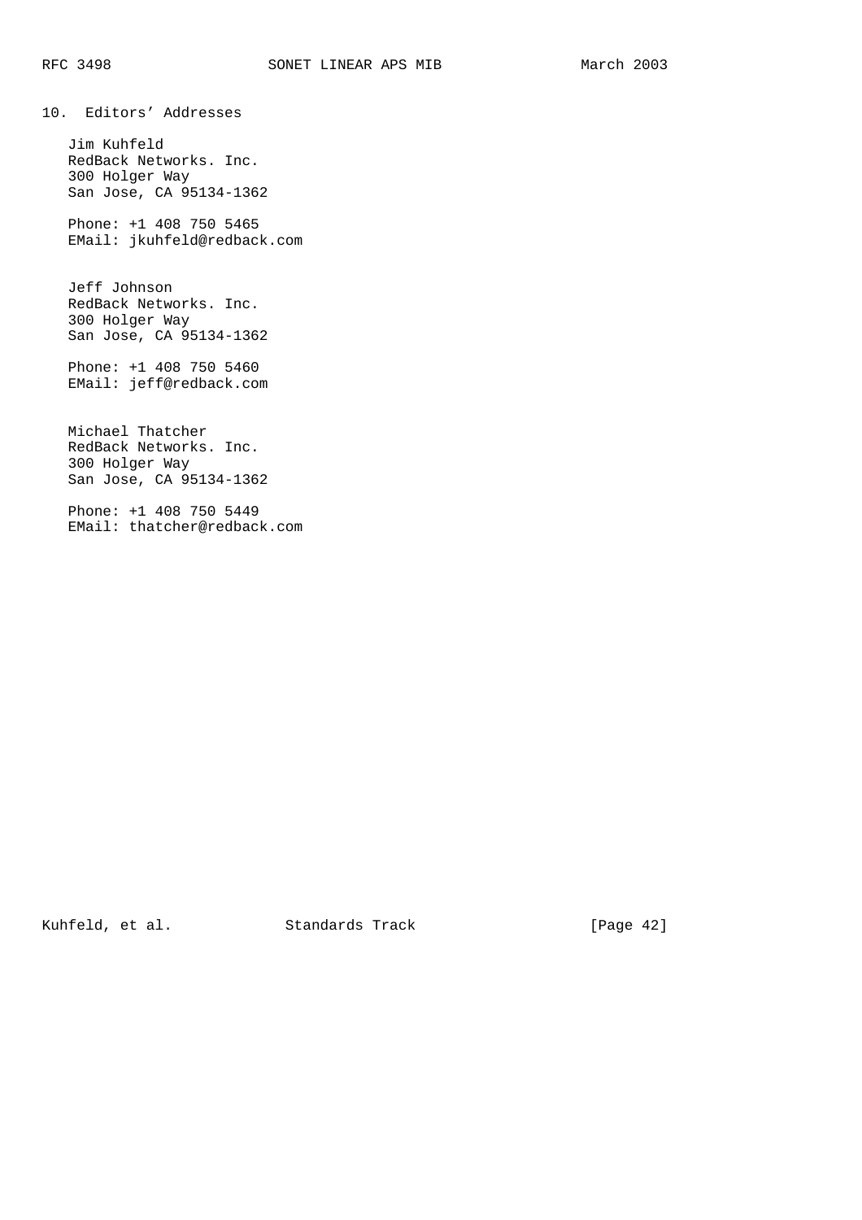## 10. Editors' Addresses

Jim Kuhfeld
RedBack Networks. Inc.
300 Holger Way
San Jose, CA 95134-1362

Phone: +1 408 750 5465
EMail: jkuhfeld@redback.com

Jeff Johnson
RedBack Networks. Inc.
300 Holger Way
San Jose, CA 95134-1362

Phone: +1 408 750 5460
EMail: jeff@redback.com

Michael Thatcher
RedBack Networks. Inc.
300 Holger Way
San Jose, CA 95134-1362

Phone: +1 408 750 5449
EMail: thatcher@redback.com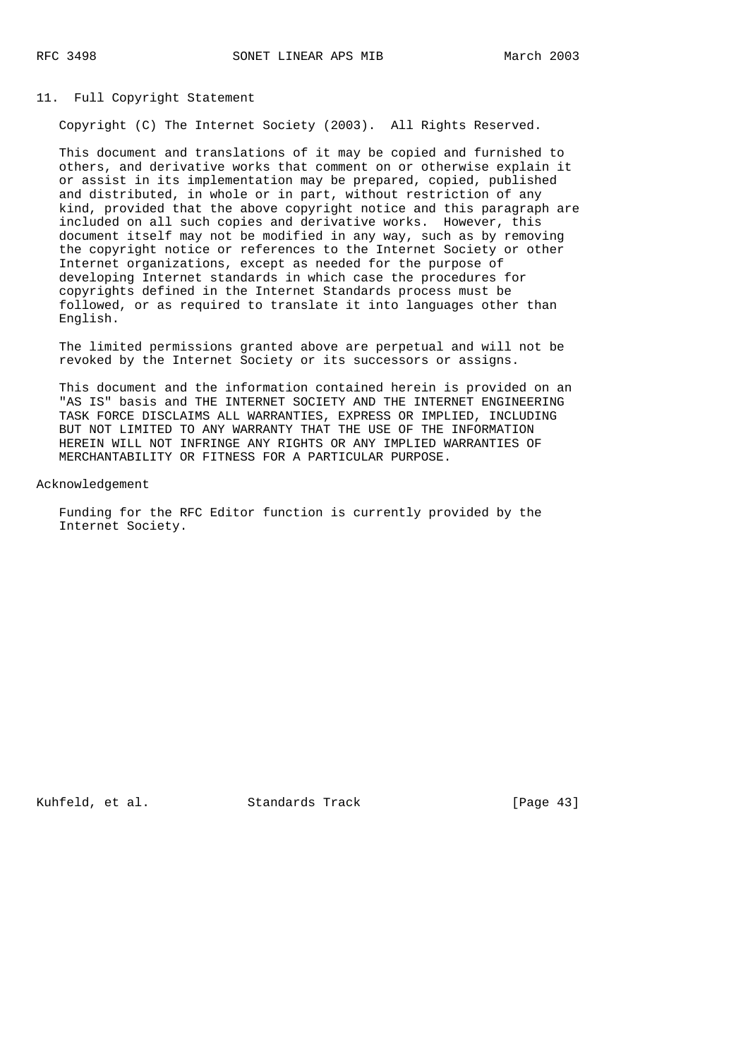## 11. Full Copyright Statement

Copyright (C) The Internet Society (2003). All Rights Reserved.

This document and translations of it may be copied and furnished to others, and derivative works that comment on or otherwise explain it or assist in its implementation may be prepared, copied, published and distributed, in whole or in part, without restriction of any kind, provided that the above copyright notice and this paragraph are included on all such copies and derivative works. However, this document itself may not be modified in any way, such as by removing the copyright notice or references to the Internet Society or other Internet organizations, except as needed for the purpose of developing Internet standards in which case the procedures for copyrights defined in the Internet Standards process must be followed, or as required to translate it into languages other than English.

The limited permissions granted above are perpetual and will not be revoked by the Internet Society or its successors or assigns.

This document and the information contained herein is provided on an "AS IS" basis and THE INTERNET SOCIETY AND THE INTERNET ENGINEERING TASK FORCE DISCLAIMS ALL WARRANTIES, EXPRESS OR IMPLIED, INCLUDING BUT NOT LIMITED TO ANY WARRANTY THAT THE USE OF THE INFORMATION HEREIN WILL NOT INFRINGE ANY RIGHTS OR ANY IMPLIED WARRANTIES OF MERCHANTABILITY OR FITNESS FOR A PARTICULAR PURPOSE.

## Acknowledgement

Funding for the RFC Editor function is currently provided by the Internet Society.